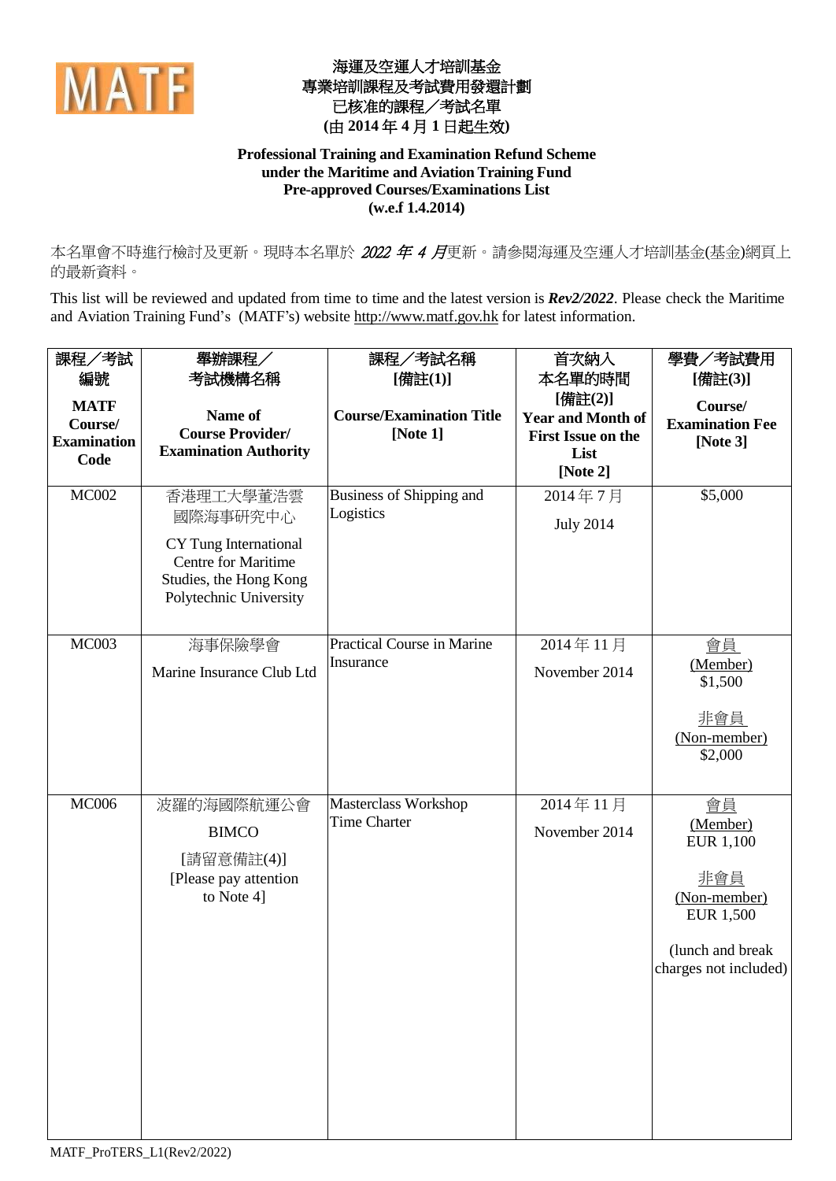MATF

# 海運及空運人才培訓基金
# 專業培訓課程及考試費用發還計劃
# 已核准的課程／考試名單
# (由 2014 年 4 月 1 日起生效)

**Professional Training and Examination Refund Scheme under the Maritime and Aviation Training Fund Pre-approved Courses/Examinations List (w.e.f 1.4.2014)**

本名單會不時進行檢討及更新。現時本名單於 *2022 年 4 月*更新。請參閱海運及空運人才培訓基金(基金)網頁上的最新資料。

This list will be reviewed and updated from time to time and the latest version is ***Rev2/2022***. Please check the Maritime and Aviation Training Fund's (MATF's) website http://www.matf.gov.hk for latest information.

| 課程／考試編號 **MATF Course/ Examination Code** | 舉辦課程／考試機構名稱 **Name of Course Provider/ Examination Authority** | 課程／考試名稱 [備註(1)] **Course/Examination Title [Note 1]** | 首次納入本名單的時間 [備註(2)] **Year and Month of First Issue on the List [Note 2]** | 學費／考試費用 [備註(3)] **Course/ Examination Fee [Note 3]** |
|---|---|---|---|---|
| MC002 | 香港理工大學董浩雲國際海事研究中心<br>CY Tung International Centre for Maritime Studies, the Hong Kong Polytechnic University | Business of Shipping and Logistics | 2014 年 7 月<br>July 2014 | $5,000 |
| MC003 | 海事保險學會<br>Marine Insurance Club Ltd | Practical Course in Marine Insurance | 2014 年 11 月<br>November 2014 | 會員 (Member) $1,500<br>非會員 (Non-member) $2,000 |
| MC006 | 波羅的海國際航運公會<br>BIMCO<br>[請留意備註(4)]<br>[Please pay attention to Note 4] | Masterclass Workshop Time Charter | 2014 年 11 月<br>November 2014 | 會員 (Member) EUR 1,100<br>非會員 (Non-member) EUR 1,500<br>(lunch and break charges not included) |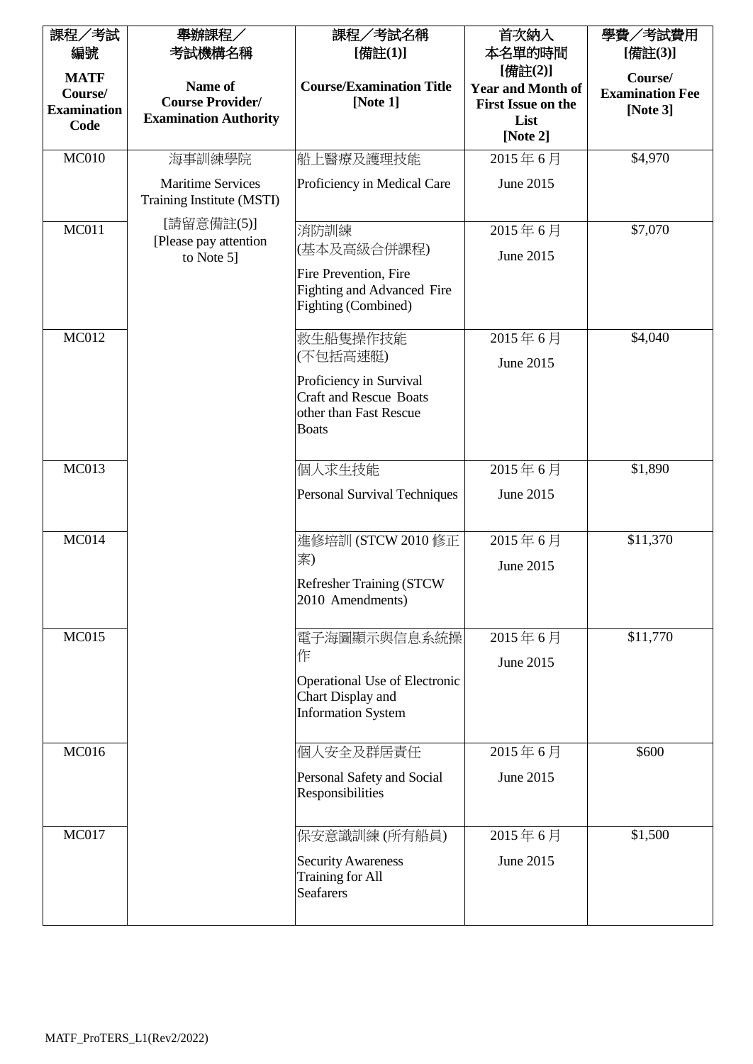| 課程／考試編號<br>**MATF Course/ Examination Code** | 舉辦課程／考試機構名稱<br>**Name of Course Provider/ Examination Authority** | 課程／考試名稱 [備註(1)]<br>**Course/Examination Title [Note 1]** | 首次納入本名單的時間 [備註(2)]<br>**Year and Month of First Issue on the List [Note 2]** | 學費／考試費用 [備註(3)]<br>**Course/ Examination Fee [Note 3]** |
|---|---|---|---|---|
| MC010 | 海事訓練學院<br>Maritime Services Training Institute (MSTI)<br>[請留意備註(5)]<br>[Please pay attention to Note 5] | 船上醫療及護理技能<br>Proficiency in Medical Care | 2015年6月<br>June 2015 | $4,970 |
| MC011 | | 消防訓練(基本及高級合併課程)<br>Fire Prevention, Fire Fighting and Advanced Fire Fighting (Combined) | 2015年6月<br>June 2015 | $7,070 |
| MC012 | | 救生船隻操作技能(不包括高速艇)<br>Proficiency in Survival Craft and Rescue Boats other than Fast Rescue Boats | 2015年6月<br>June 2015 | $4,040 |
| MC013 | | 個人求生技能<br>Personal Survival Techniques | 2015年6月<br>June 2015 | $1,890 |
| MC014 | | 進修培訓 (STCW 2010 修正案)<br>Refresher Training (STCW 2010 Amendments) | 2015年6月<br>June 2015 | $11,370 |
| MC015 | | 電子海圖顯示與信息系統操作<br>Operational Use of Electronic Chart Display and Information System | 2015年6月<br>June 2015 | $11,770 |
| MC016 | | 個人安全及群居責任<br>Personal Safety and Social Responsibilities | 2015年6月<br>June 2015 | $600 |
| MC017 | | 保安意識訓練 (所有船員)<br>Security Awareness Training for All Seafarers | 2015年6月<br>June 2015 | $1,500 |

MATF_ProTERS_L1(Rev2/2022)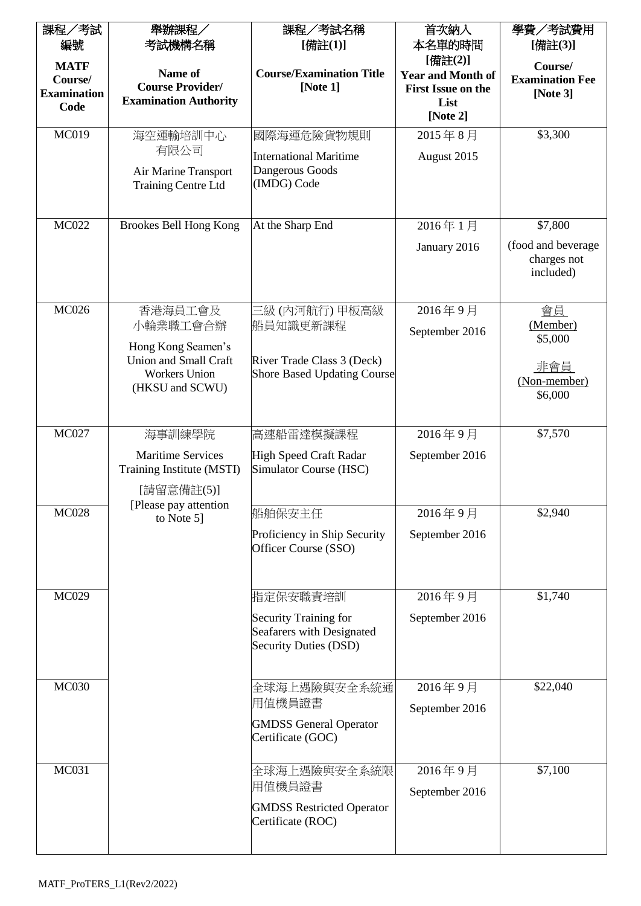| 課程／考試編號<br>**MATF Course/ Examination Code** | 舉辦課程／考試機構名稱<br>**Name of Course Provider/ Examination Authority** | 課程／考試名稱 [備註(1)]<br>**Course/Examination Title [Note 1]** | 首次納入本名單的時間 [備註(2)]<br>**Year and Month of First Issue on the List [Note 2]** | 學費／考試費用 [備註(3)]<br>**Course/ Examination Fee [Note 3]** |
|---|---|---|---|---|
| MC019 | 海空運輸培訓中心有限公司<br>Air Marine Transport Training Centre Ltd | 國際海運危險貨物規則<br>International Maritime Dangerous Goods (IMDG) Code | 2015 年 8 月<br>August 2015 | $3,300 |
| MC022 | Brookes Bell Hong Kong | At the Sharp End | 2016 年 1 月<br>January 2016 | $7,800<br>(food and beverage charges not included) |
| MC026 | 香港海員工會及小輪業職工會合辦<br>Hong Kong Seamen's Union and Small Craft Workers Union (HKSU and SCWU) | 三級 (內河航行) 甲板高級船員知識更新課程<br>River Trade Class 3 (Deck) Shore Based Updating Course | 2016 年 9 月<br>September 2016 | 會員 (Member) $5,000<br>非會員 (Non-member) $6,000 |
| MC027 | 海事訓練學院<br>Maritime Services Training Institute (MSTI)<br>[請留意備註(5)]<br>[Please pay attention to Note 5] | 高速船雷達模擬課程<br>High Speed Craft Radar Simulator Course (HSC) | 2016 年 9 月<br>September 2016 | $7,570 |
| MC028 | | 船舶保安主任<br>Proficiency in Ship Security Officer Course (SSO) | 2016 年 9 月<br>September 2016 | $2,940 |
| MC029 | | 指定保安職責培訓<br>Security Training for Seafarers with Designated Security Duties (DSD) | 2016 年 9 月<br>September 2016 | $1,740 |
| MC030 | | 全球海上遇險與安全系統通用值機員證書<br>GMDSS General Operator Certificate (GOC) | 2016 年 9 月<br>September 2016 | $22,040 |
| MC031 | | 全球海上遇險與安全系統限用值機員證書<br>GMDSS Restricted Operator Certificate (ROC) | 2016 年 9 月<br>September 2016 | $7,100 |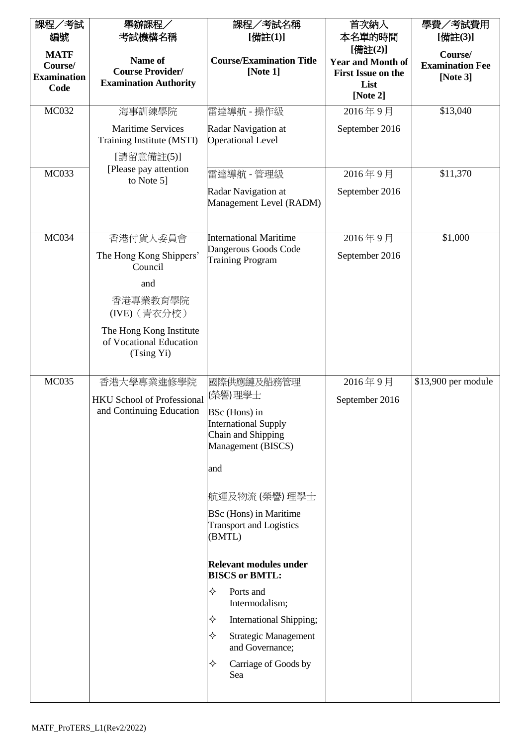| 課程／考試編號<br>**MATF Course/ Examination Code** | 舉辦課程／考試機構名稱<br>**Name of Course Provider/ Examination Authority** | 課程／考試名稱 [備註(1)]<br>**Course/Examination Title [Note 1]** | 首次納入本名單的時間 [備註(2)]<br>**Year and Month of First Issue on the List [Note 2]** | 學費／考試費用 [備註(3)]<br>**Course/ Examination Fee [Note 3]** |
|---|---|---|---|---|
| MC032 | 海事訓練學院<br>Maritime Services Training Institute (MSTI)<br>[請留意備註(5)]<br>[Please pay attention to Note 5] | 雷達導航 - 操作級<br>Radar Navigation at Operational Level | 2016 年 9 月<br>September 2016 | $13,040 |
| MC033 | | 雷達導航 - 管理級<br>Radar Navigation at Management Level (RADM) | 2016 年 9 月<br>September 2016 | $11,370 |
| MC034 | 香港付貨人委員會<br>The Hong Kong Shippers' Council<br>and<br>香港專業教育學院 (IVE)（青衣分校）<br>The Hong Kong Institute of Vocational Education (Tsing Yi) | International Maritime Dangerous Goods Code Training Program | 2016 年 9 月<br>September 2016 | $1,000 |
| MC035 | 香港大學專業進修學院<br>HKU School of Professional and Continuing Education | 國際供應鏈及船務管理 (榮譽) 理學士<br>BSc (Hons) in International Supply Chain and Shipping Management (BISCS)<br>and<br>航運及物流 (榮譽) 理學士<br>BSc (Hons) in Maritime Transport and Logistics (BMTL)<br>**Relevant modules under BISCS or BMTL:**<br>✧ Ports and Intermodalism;<br>✧ International Shipping;<br>✧ Strategic Management and Governance;<br>✧ Carriage of Goods by Sea | 2016 年 9 月<br>September 2016 | $13,900 per module |

MATF_ProTERS_L1(Rev2/2022)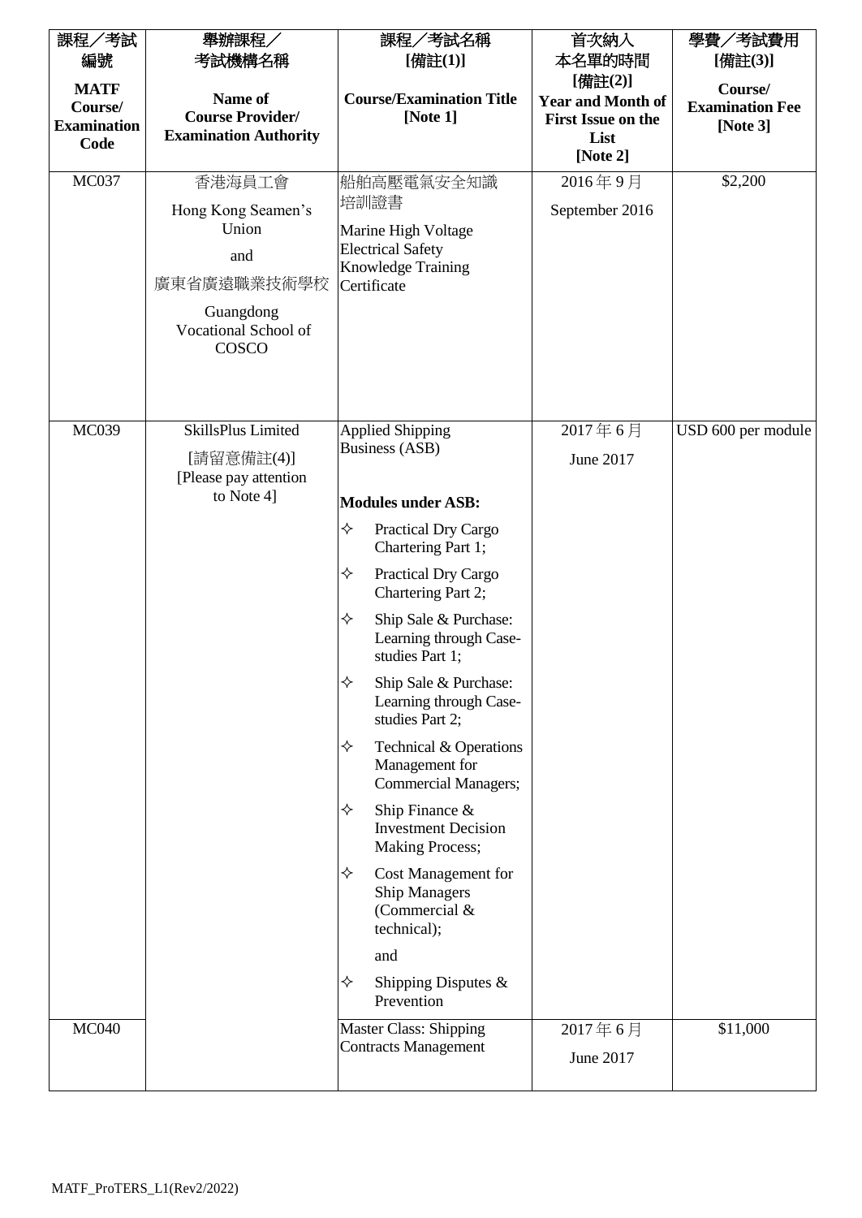| 課程／考試編號<br>**MATF Course/ Examination Code** | 舉辦課程／考試機構名稱<br>**Name of Course Provider/ Examination Authority** | 課程／考試名稱 **[備註(1)]**<br>**Course/Examination Title [Note 1]** | 首次納入本名單的時間 **[備註(2)]**<br>**Year and Month of First Issue on the List [Note 2]** | 學費／考試費用 **[備註(3)]**<br>**Course/ Examination Fee [Note 3]** |
|---|---|---|---|---|
| MC037 | 香港海員工會<br>Hong Kong Seamen's Union<br>and<br>廣東省廣遠職業技術學校<br>Guangdong Vocational School of COSCO | 船舶高壓電氣安全知識培訓證書<br>Marine High Voltage Electrical Safety Knowledge Training Certificate | 2016 年 9 月<br>September 2016 | $2,200 |
| MC039 | SkillsPlus Limited<br>[請留意備註(4)]<br>[Please pay attention to Note 4] | Applied Shipping Business (ASB)<br><br>**Modules under ASB:**<br>✧ Practical Dry Cargo Chartering Part 1;<br>✧ Practical Dry Cargo Chartering Part 2;<br>✧ Ship Sale & Purchase: Learning through Case-studies Part 1;<br>✧ Ship Sale & Purchase: Learning through Case-studies Part 2;<br>✧ Technical & Operations Management for Commercial Managers;<br>✧ Ship Finance & Investment Decision Making Process;<br>✧ Cost Management for Ship Managers (Commercial & technical);<br>and<br>✧ Shipping Disputes & Prevention | 2017 年 6 月<br>June 2017 | USD 600 per module |
| MC040 | | Master Class: Shipping Contracts Management | 2017 年 6 月<br>June 2017 | $11,000 |

MATF_ProTERS_L1(Rev2/2022)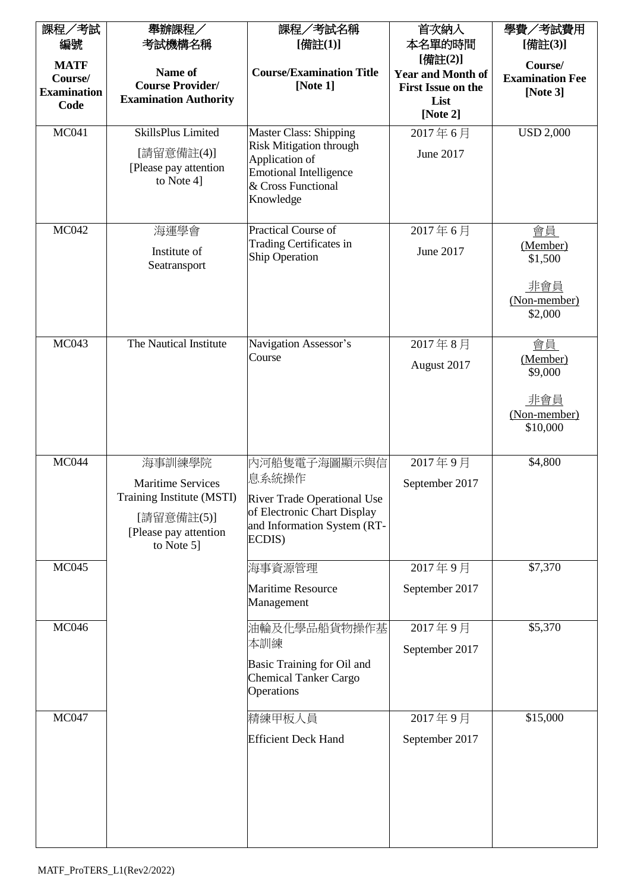| 課程／考試編號<br>**MATF Course/ Examination Code** | 舉辦課程／考試機構名稱<br>**Name of Course Provider/ Examination Authority** | 課程／考試名稱<br>**[備註(1)]**<br>**Course/Examination Title [Note 1]** | 首次納入本名單的時間<br>**[備註(2)]**<br>**Year and Month of First Issue on the List [Note 2]** | 學費／考試費用<br>**[備註(3)]**<br>**Course/ Examination Fee [Note 3]** |
|---|---|---|---|---|
| MC041 | SkillsPlus Limited<br>[請留意備註(4)]<br>[Please pay attention to Note 4] | Master Class: Shipping Risk Mitigation through Application of Emotional Intelligence & Cross Functional Knowledge | 2017 年 6 月<br>June 2017 | USD 2,000 |
| MC042 | 海運學會<br>Institute of Seatransport | Practical Course of Trading Certificates in Ship Operation | 2017 年 6 月<br>June 2017 | 會員<br>(Member)<br>$1,500<br>非會員<br>(Non-member)<br>$2,000 |
| MC043 | The Nautical Institute | Navigation Assessor's Course | 2017 年 8 月<br>August 2017 | 會員<br>(Member)<br>$9,000<br>非會員<br>(Non-member)<br>$10,000 |
| MC044 | 海事訓練學院<br>Maritime Services Training Institute (MSTI)<br>[請留意備註(5)]<br>[Please pay attention to Note 5] | 內河船隻電子海圖顯示與信息系統操作<br>River Trade Operational Use of Electronic Chart Display and Information System (RT-ECDIS) | 2017 年 9 月<br>September 2017 | $4,800 |
| MC045 | | 海事資源管理<br>Maritime Resource Management | 2017 年 9 月<br>September 2017 | $7,370 |
| MC046 | | 油輪及化學品船貨物操作基本訓練<br>Basic Training for Oil and Chemical Tanker Cargo Operations | 2017 年 9 月<br>September 2017 | $5,370 |
| MC047 | | 精練甲板人員<br>Efficient Deck Hand | 2017 年 9 月<br>September 2017 | $15,000 |

MATF_ProTERS_L1(Rev2/2022)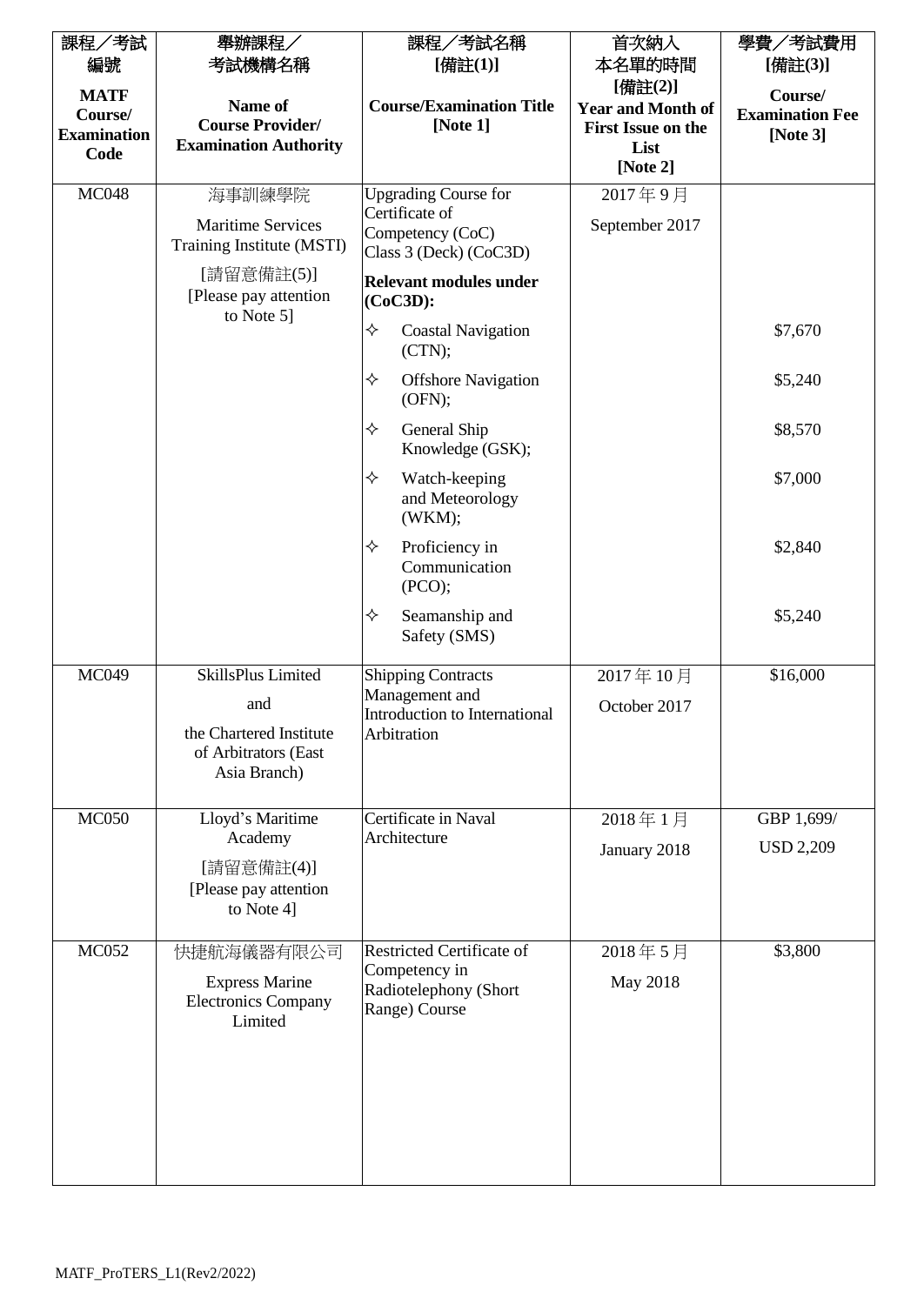| 課程／考試編號 **MATF Course/ Examination Code** | 舉辦課程／考試機構名稱 **Name of Course Provider/ Examination Authority** | 課程／考試名稱 [備註(1)] **Course/Examination Title [Note 1]** | 首次納入本名單的時間 [備註(2)] **Year and Month of First Issue on the List [Note 2]** | 學費／考試費用 [備註(3)] **Course/ Examination Fee [Note 3]** |
|---|---|---|---|---|
| MC048 | 海事訓練學院<br>Maritime Services Training Institute (MSTI)<br>[請留意備註(5)]<br>[Please pay attention to Note 5] | Upgrading Course for Certificate of Competency (CoC) Class 3 (Deck) (CoC3D)<br>**Relevant modules under (CoC3D):** | 2017 年 9 月<br>September 2017 | |
| | | ✧ Coastal Navigation (CTN); | | $7,670 |
| | | ✧ Offshore Navigation (OFN); | | $5,240 |
| | | ✧ General Ship Knowledge (GSK); | | $8,570 |
| | | ✧ Watch-keeping and Meteorology (WKM); | | $7,000 |
| | | ✧ Proficiency in Communication (PCO); | | $2,840 |
| | | ✧ Seamanship and Safety (SMS) | | $5,240 |
| MC049 | SkillsPlus Limited<br>and<br>the Chartered Institute of Arbitrators (East Asia Branch) | Shipping Contracts Management and Introduction to International Arbitration | 2017 年 10 月<br>October 2017 | $16,000 |
| MC050 | Lloyd's Maritime Academy<br>[請留意備註(4)]<br>[Please pay attention to Note 4] | Certificate in Naval Architecture | 2018 年 1 月<br>January 2018 | GBP 1,699/<br>USD 2,209 |
| MC052 | 快捷航海儀器有限公司<br>Express Marine Electronics Company Limited | Restricted Certificate of Competency in Radiotelephony (Short Range) Course | 2018 年 5 月<br>May 2018 | $3,800 |

MATF_ProTERS_L1(Rev2/2022)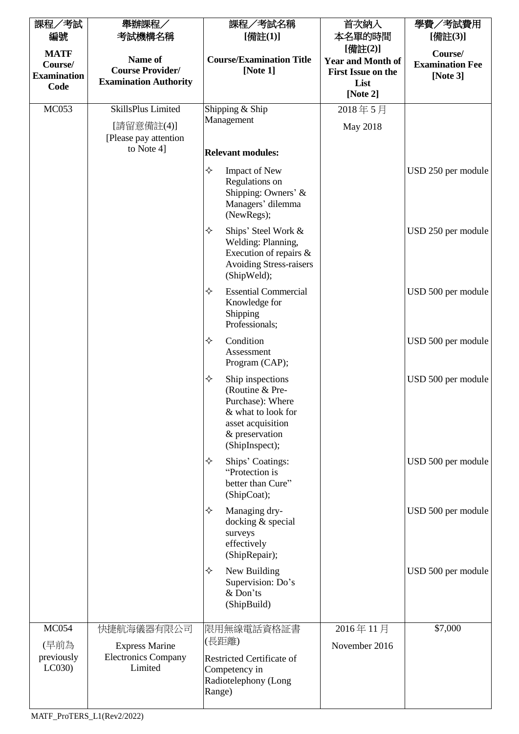| 課程／考試編號<br>**MATF Course/ Examination Code** | 舉辦課程／考試機構名稱<br>**Name of Course Provider/ Examination Authority** | 課程／考試名稱 [備註(1)]<br>**Course/Examination Title [Note 1]** | 首次納入本名單的時間 [備註(2)]<br>**Year and Month of First Issue on the List [Note 2]** | 學費／考試費用 [備註(3)]<br>**Course/ Examination Fee [Note 3]** |
|---|---|---|---|---|
| MC053 | SkillsPlus Limited<br>[請留意備註(4)]<br>[Please pay attention to Note 4] | Shipping & Ship Management<br><br>**Relevant modules:** | 2018 年 5 月<br>May 2018 | |
| | | ✧ Impact of New Regulations on Shipping: Owners' & Managers' dilemma (NewRegs); | | USD 250 per module |
| | | ✧ Ships' Steel Work & Welding: Planning, Execution of repairs & Avoiding Stress-raisers (ShipWeld); | | USD 250 per module |
| | | ✧ Essential Commercial Knowledge for Shipping Professionals; | | USD 500 per module |
| | | ✧ Condition Assessment Program (CAP); | | USD 500 per module |
| | | ✧ Ship inspections (Routine & Pre-Purchase): Where & what to look for asset acquisition & preservation (ShipInspect); | | USD 500 per module |
| | | ✧ Ships' Coatings: "Protection is better than Cure" (ShipCoat); | | USD 500 per module |
| | | ✧ Managing dry-docking & special surveys effectively (ShipRepair); | | USD 500 per module |
| | | ✧ New Building Supervision: Do's & Don'ts (ShipBuild) | | USD 500 per module |
| MC054<br>(早前為 previously LC030) | 快捷航海儀器有限公司<br>Express Marine Electronics Company Limited | 限用無線電話資格証書(長距離)<br>Restricted Certificate of Competency in Radiotelephony (Long Range) | 2016 年 11 月<br>November 2016 | $7,000 |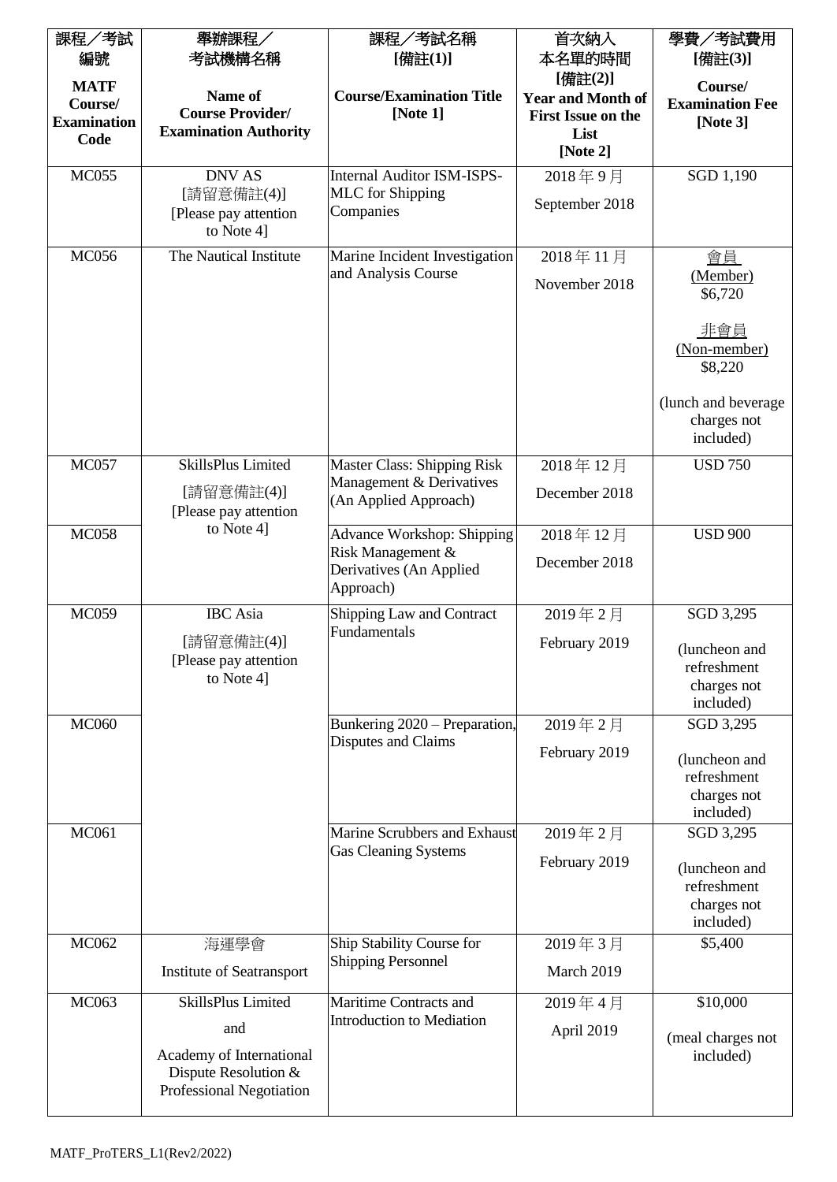| 課程／考試編號<br>**MATF Course/ Examination Code** | 舉辦課程／考試機構名稱<br>**Name of Course Provider/ Examination Authority** | 課程／考試名稱 [備註(1)]<br>**Course/Examination Title [Note 1]** | 首次納入本名單的時間 [備註(2)]<br>**Year and Month of First Issue on the List [Note 2]** | 學費／考試費用 [備註(3)]<br>**Course/ Examination Fee [Note 3]** |
|---|---|---|---|---|
| MC055 | DNV AS<br>[請留意備註(4)]<br>[Please pay attention to Note 4] | Internal Auditor ISM-ISPS-MLC for Shipping Companies | 2018 年 9 月<br>September 2018 | SGD 1,190 |
| MC056 | The Nautical Institute | Marine Incident Investigation and Analysis Course | 2018 年 11 月<br>November 2018 | 會員<br>(Member)<br>$6,720<br><br>非會員<br>(Non-member)<br>$8,220<br><br>(lunch and beverage charges not included) |
| MC057 | SkillsPlus Limited<br>[請留意備註(4)]<br>[Please pay attention to Note 4] | Master Class: Shipping Risk Management & Derivatives (An Applied Approach) | 2018 年 12 月<br>December 2018 | USD 750 |
| MC058 | | Advance Workshop: Shipping Risk Management & Derivatives (An Applied Approach) | 2018 年 12 月<br>December 2018 | USD 900 |
| MC059 | IBC Asia<br>[請留意備註(4)]<br>[Please pay attention to Note 4] | Shipping Law and Contract Fundamentals | 2019 年 2 月<br>February 2019 | SGD 3,295<br><br>(luncheon and refreshment charges not included) |
| MC060 | | Bunkering 2020 – Preparation, Disputes and Claims | 2019 年 2 月<br>February 2019 | SGD 3,295<br><br>(luncheon and refreshment charges not included) |
| MC061 | | Marine Scrubbers and Exhaust Gas Cleaning Systems | 2019 年 2 月<br>February 2019 | SGD 3,295<br><br>(luncheon and refreshment charges not included) |
| MC062 | 海運學會<br>Institute of Seatransport | Ship Stability Course for Shipping Personnel | 2019 年 3 月<br>March 2019 | $5,400 |
| MC063 | SkillsPlus Limited<br>and<br>Academy of International Dispute Resolution & Professional Negotiation | Maritime Contracts and Introduction to Mediation | 2019 年 4 月<br>April 2019 | $10,000<br><br>(meal charges not included) |

MATF_ProTERS_L1(Rev2/2022)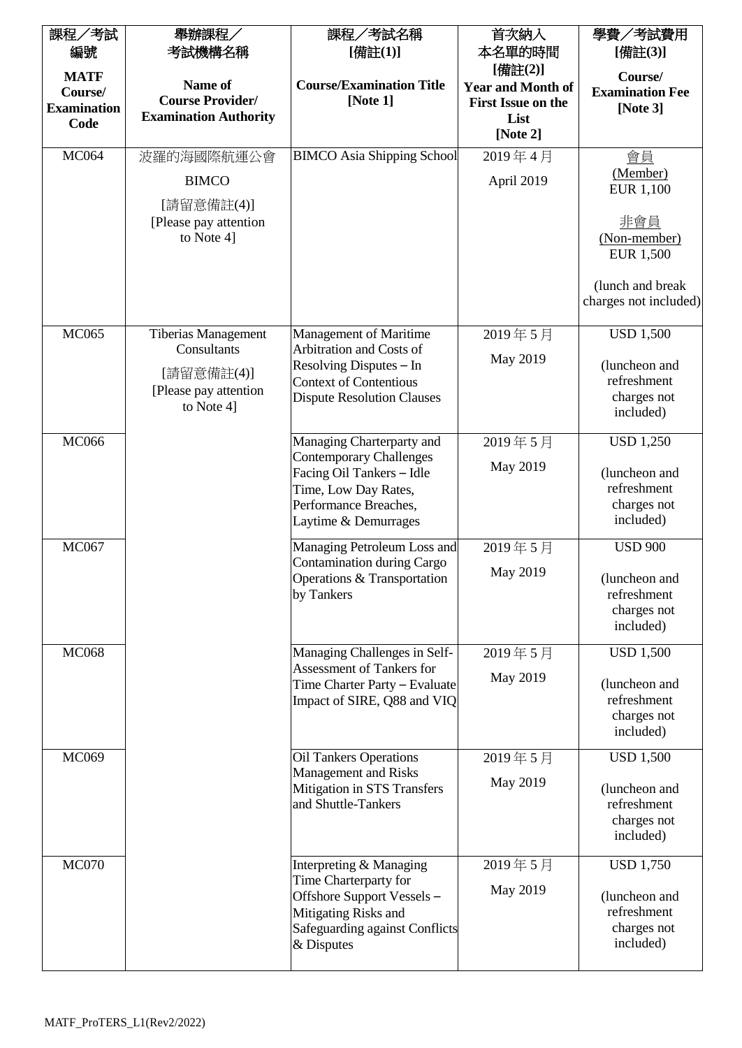| 課程／考試編號<br>**MATF Course/ Examination Code** | 舉辦課程／考試機構名稱<br>**Name of Course Provider/ Examination Authority** | 課程／考試名稱 [備註(1)]<br>**Course/Examination Title [Note 1]** | 首次納入本名單的時間 [備註(2)]<br>**Year and Month of First Issue on the List [Note 2]** | 學費／考試費用 [備註(3)]<br>**Course/ Examination Fee [Note 3]** |
|---|---|---|---|---|
| MC064 | 波羅的海國際航運公會<br>BIMCO<br>[請留意備註(4)]<br>[Please pay attention to Note 4] | BIMCO Asia Shipping School | 2019 年 4 月<br>April 2019 | 會員<br>(Member)<br>EUR 1,100<br><br>非會員<br>(Non-member)<br>EUR 1,500<br><br>(lunch and break charges not included) |
| MC065 | Tiberias Management Consultants<br>[請留意備註(4)]<br>[Please pay attention to Note 4] | Management of Maritime Arbitration and Costs of Resolving Disputes – In Context of Contentious Dispute Resolution Clauses | 2019 年 5 月<br>May 2019 | USD 1,500<br><br>(luncheon and refreshment charges not included) |
| MC066 | | Managing Charterparty and Contemporary Challenges Facing Oil Tankers – Idle Time, Low Day Rates, Performance Breaches, Laytime & Demurrages | 2019 年 5 月<br>May 2019 | USD 1,250<br><br>(luncheon and refreshment charges not included) |
| MC067 | | Managing Petroleum Loss and Contamination during Cargo Operations & Transportation by Tankers | 2019 年 5 月<br>May 2019 | USD 900<br><br>(luncheon and refreshment charges not included) |
| MC068 | | Managing Challenges in Self-Assessment of Tankers for Time Charter Party – Evaluate Impact of SIRE, Q88 and VIQ | 2019 年 5 月<br>May 2019 | USD 1,500<br><br>(luncheon and refreshment charges not included) |
| MC069 | | Oil Tankers Operations Management and Risks Mitigation in STS Transfers and Shuttle-Tankers | 2019 年 5 月<br>May 2019 | USD 1,500<br><br>(luncheon and refreshment charges not included) |
| MC070 | | Interpreting & Managing Time Charterparty for Offshore Support Vessels – Mitigating Risks and Safeguarding against Conflicts & Disputes | 2019 年 5 月<br>May 2019 | USD 1,750<br><br>(luncheon and refreshment charges not included) |

MATF_ProTERS_L1(Rev2/2022)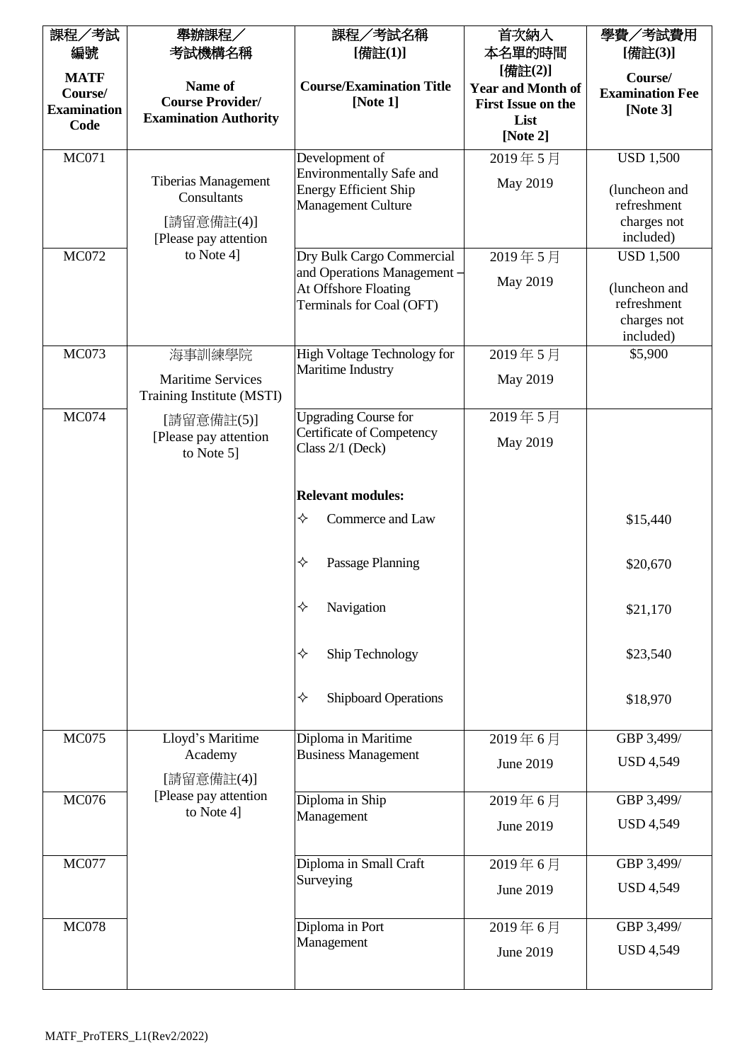| 課程／考試編號 MATF Course/ Examination Code | 舉辦課程／考試機構名稱 Name of Course Provider/ Examination Authority | 課程／考試名稱 [備註(1)] Course/Examination Title [Note 1] | 首次納入本名單的時間 [備註(2)] Year and Month of First Issue on the List [Note 2] | 學費／考試費用 [備註(3)] Course/ Examination Fee [Note 3] |
|---|---|---|---|---|
| MC071 | Tiberias Management Consultants [請留意備註(4)] [Please pay attention to Note 4] | Development of Environmentally Safe and Energy Efficient Ship Management Culture | 2019 年 5 月 May 2019 | USD 1,500 (luncheon and refreshment charges not included) |
| MC072 | | Dry Bulk Cargo Commercial and Operations Management – At Offshore Floating Terminals for Coal (OFT) | 2019 年 5 月 May 2019 | USD 1,500 (luncheon and refreshment charges not included) |
| MC073 | 海事訓練學院 Maritime Services Training Institute (MSTI) [請留意備註(5)] [Please pay attention to Note 5] | High Voltage Technology for Maritime Industry | 2019 年 5 月 May 2019 | $5,900 |
| MC074 | | Upgrading Course for Certificate of Competency Class 2/1 (Deck) | 2019 年 5 月 May 2019 | |
| | | **Relevant modules:** | | |
| | | ✧ Commerce and Law | | $15,440 |
| | | ✧ Passage Planning | | $20,670 |
| | | ✧ Navigation | | $21,170 |
| | | ✧ Ship Technology | | $23,540 |
| | | ✧ Shipboard Operations | | $18,970 |
| MC075 | Lloyd's Maritime Academy [請留意備註(4)] [Please pay attention to Note 4] | Diploma in Maritime Business Management | 2019 年 6 月 June 2019 | GBP 3,499/ USD 4,549 |
| MC076 | | Diploma in Ship Management | 2019 年 6 月 June 2019 | GBP 3,499/ USD 4,549 |
| MC077 | | Diploma in Small Craft Surveying | 2019 年 6 月 June 2019 | GBP 3,499/ USD 4,549 |
| MC078 | | Diploma in Port Management | 2019 年 6 月 June 2019 | GBP 3,499/ USD 4,549 |

MATF_ProTERS_L1(Rev2/2022)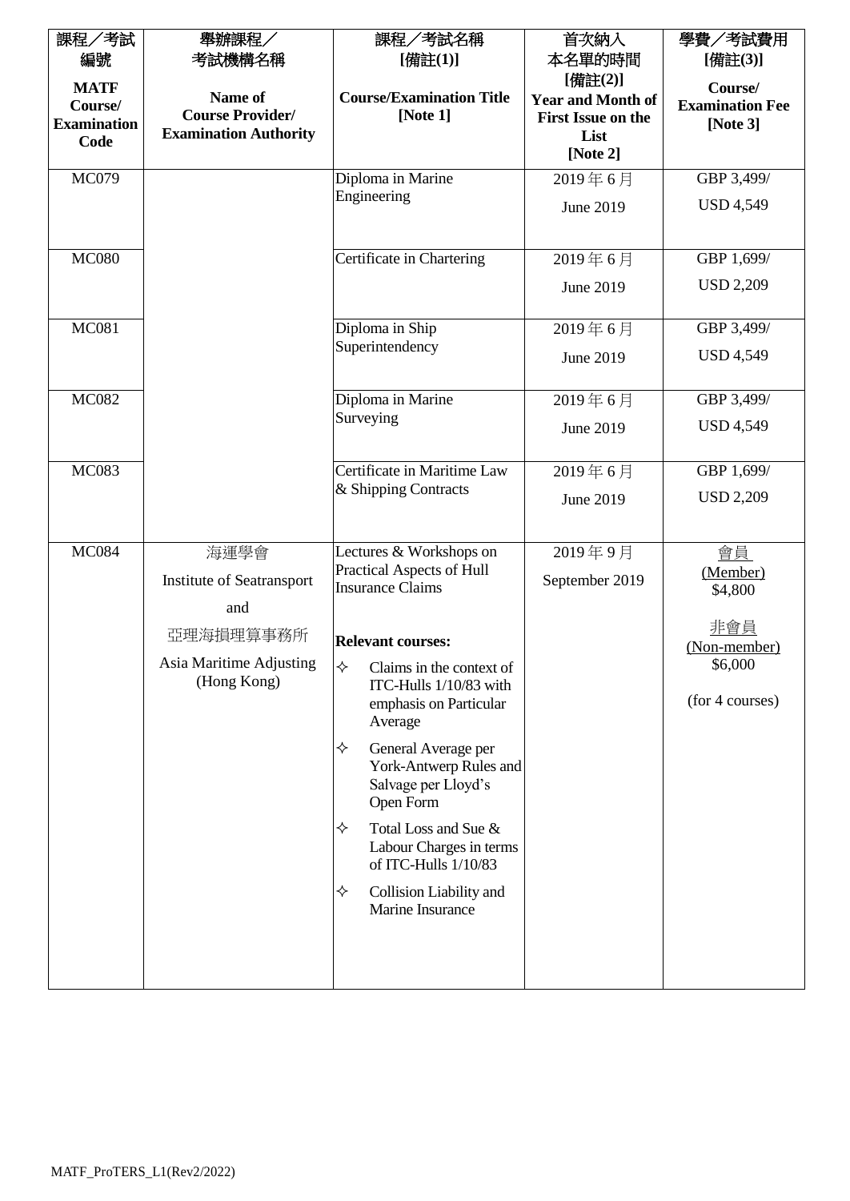| 課程／考試編號<br>**MATF Course/ Examination Code** | 舉辦課程／考試機構名稱<br>**Name of Course Provider/ Examination Authority** | 課程／考試名稱 [備註(1)]<br>**Course/Examination Title [Note 1]** | 首次納入本名單的時間 [備註(2)]<br>**Year and Month of First Issue on the List [Note 2]** | 學費／考試費用 [備註(3)]<br>**Course/ Examination Fee [Note 3]** |
|---|---|---|---|---|
| MC079 | | Diploma in Marine Engineering | 2019 年 6 月<br>June 2019 | GBP 3,499/<br>USD 4,549 |
| MC080 | | Certificate in Chartering | 2019 年 6 月<br>June 2019 | GBP 1,699/<br>USD 2,209 |
| MC081 | | Diploma in Ship Superintendency | 2019 年 6 月<br>June 2019 | GBP 3,499/<br>USD 4,549 |
| MC082 | | Diploma in Marine Surveying | 2019 年 6 月<br>June 2019 | GBP 3,499/<br>USD 4,549 |
| MC083 | | Certificate in Maritime Law & Shipping Contracts | 2019 年 6 月<br>June 2019 | GBP 1,699/<br>USD 2,209 |
| MC084 | 海運學會<br>Institute of Seatransport<br>and<br>亞理海損理算事務所<br>Asia Maritime Adjusting (Hong Kong) | Lectures & Workshops on Practical Aspects of Hull Insurance Claims<br><br>**Relevant courses:**<br>✧ Claims in the context of ITC-Hulls 1/10/83 with emphasis on Particular Average<br>✧ General Average per York-Antwerp Rules and Salvage per Lloyd's Open Form<br>✧ Total Loss and Sue & Labour Charges in terms of ITC-Hulls 1/10/83<br>✧ Collision Liability and Marine Insurance | 2019 年 9 月<br>September 2019 | 會員<br>(Member)<br>$4,800<br><br>非會員<br>(Non-member)<br>$6,000<br><br>(for 4 courses) |

MATF_ProTERS_L1(Rev2/2022)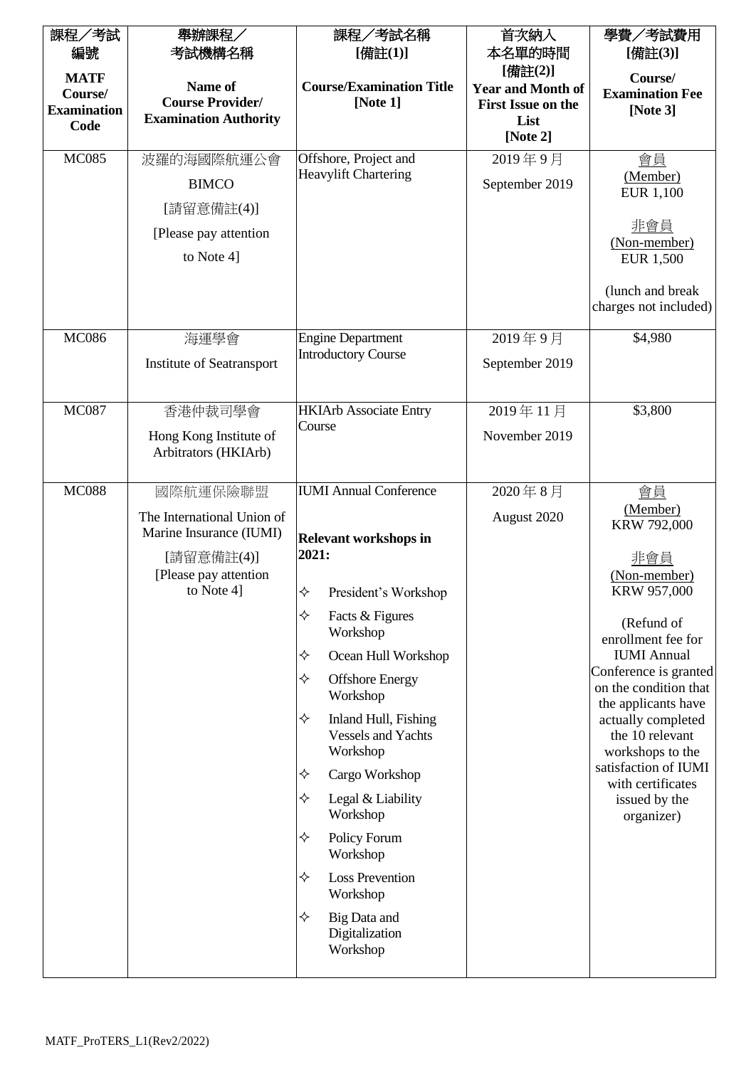| 課程／考試編號<br>**MATF Course/ Examination Code** | 舉辦課程／考試機構名稱<br>**Name of Course Provider/ Examination Authority** | 課程／考試名稱 [備註(1)]<br>**Course/Examination Title [Note 1]** | 首次納入本名單的時間 [備註(2)]<br>**Year and Month of First Issue on the List [Note 2]** | 學費／考試費用 [備註(3)]<br>**Course/ Examination Fee [Note 3]** |
|---|---|---|---|---|
| MC085 | 波羅的海國際航運公會<br>BIMCO<br>[請留意備註(4)]<br>[Please pay attention to Note 4] | Offshore, Project and Heavylift Chartering | 2019 年 9 月<br>September 2019 | 會員<br>(Member)<br>EUR 1,100<br><br>非會員<br>(Non-member)<br>EUR 1,500<br><br>(lunch and break charges not included) |
| MC086 | 海運學會<br>Institute of Seatransport | Engine Department Introductory Course | 2019 年 9 月<br>September 2019 | $4,980 |
| MC087 | 香港仲裁司學會<br>Hong Kong Institute of Arbitrators (HKIArb) | HKIArb Associate Entry Course | 2019 年 11 月<br>November 2019 | $3,800 |
| MC088 | 國際航運保險聯盟<br>The International Union of Marine Insurance (IUMI)<br>[請留意備註(4)]<br>[Please pay attention to Note 4] | IUMI Annual Conference<br><br>**Relevant workshops in 2021:**<br>✧ President's Workshop<br>✧ Facts & Figures Workshop<br>✧ Ocean Hull Workshop<br>✧ Offshore Energy Workshop<br>✧ Inland Hull, Fishing Vessels and Yachts Workshop<br>✧ Cargo Workshop<br>✧ Legal & Liability Workshop<br>✧ Policy Forum Workshop<br>✧ Loss Prevention Workshop<br>✧ Big Data and Digitalization Workshop | 2020 年 8 月<br>August 2020 | 會員<br>(Member)<br>KRW 792,000<br><br>非會員<br>(Non-member)<br>KRW 957,000<br><br>(Refund of enrollment fee for IUMI Annual Conference is granted on the condition that the applicants have actually completed the 10 relevant workshops to the satisfaction of IUMI with certificates issued by the organizer) |

MATF_ProTERS_L1(Rev2/2022)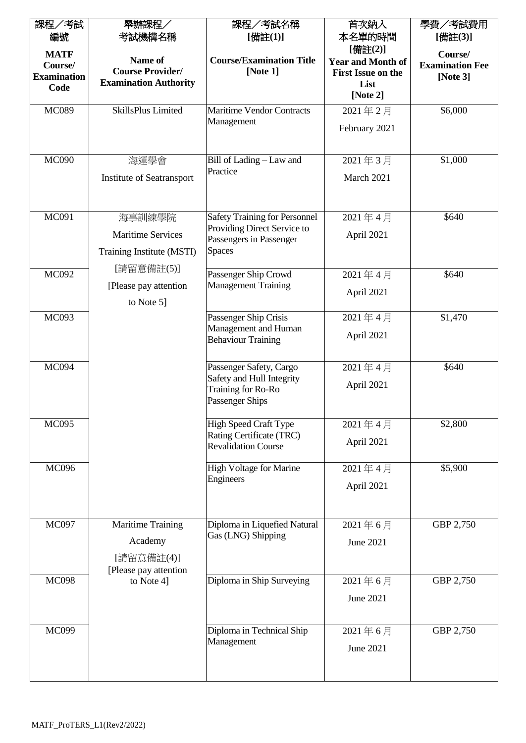| 課程／考試編號<br>MATF Course/ Examination Code | 舉辦課程／考試機構名稱<br>Name of Course Provider/ Examination Authority | 課程／考試名稱 [備註(1)]<br>Course/Examination Title [Note 1] | 首次納入本名單的時間 [備註(2)]<br>Year and Month of First Issue on the List [Note 2] | 學費／考試費用 [備註(3)]<br>Course/ Examination Fee [Note 3] |
|---|---|---|---|---|
| MC089 | SkillsPlus Limited | Maritime Vendor Contracts Management | 2021 年 2 月<br>February 2021 | $6,000 |
| MC090 | 海運學會<br>Institute of Seatransport | Bill of Lading – Law and Practice | 2021 年 3 月<br>March 2021 | $1,000 |
| MC091 | 海事訓練學院<br>Maritime Services Training Institute (MSTI)<br>[請留意備註(5)]<br>[Please pay attention to Note 5] | Safety Training for Personnel Providing Direct Service to Passengers in Passenger Spaces | 2021 年 4 月<br>April 2021 | $640 |
| MC092 | | Passenger Ship Crowd Management Training | 2021 年 4 月<br>April 2021 | $640 |
| MC093 | | Passenger Ship Crisis Management and Human Behaviour Training | 2021 年 4 月<br>April 2021 | $1,470 |
| MC094 | | Passenger Safety, Cargo Safety and Hull Integrity Training for Ro-Ro Passenger Ships | 2021 年 4 月<br>April 2021 | $640 |
| MC095 | | High Speed Craft Type Rating Certificate (TRC) Revalidation Course | 2021 年 4 月<br>April 2021 | $2,800 |
| MC096 | | High Voltage for Marine Engineers | 2021 年 4 月<br>April 2021 | $5,900 |
| MC097 | Maritime Training Academy<br>[請留意備註(4)]<br>[Please pay attention to Note 4] | Diploma in Liquefied Natural Gas (LNG) Shipping | 2021 年 6 月<br>June 2021 | GBP 2,750 |
| MC098 | | Diploma in Ship Surveying | 2021 年 6 月<br>June 2021 | GBP 2,750 |
| MC099 | | Diploma in Technical Ship Management | 2021 年 6 月<br>June 2021 | GBP 2,750 |

MATF_ProTERS_L1(Rev2/2022)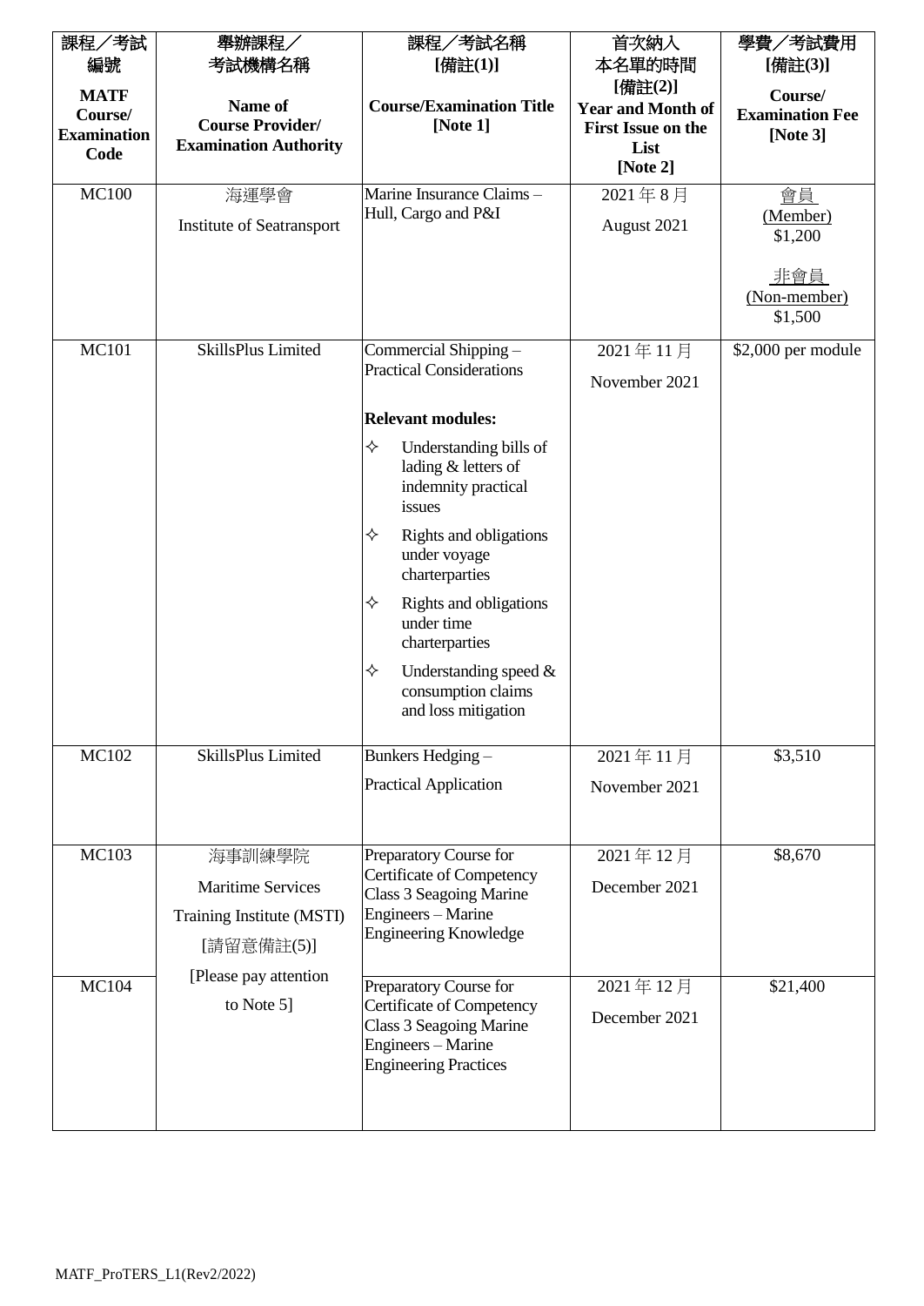| 課程／考試編號<br>**MATF Course/ Examination Code** | 舉辦課程／考試機構名稱<br>**Name of Course Provider/ Examination Authority** | 課程／考試名稱 [備註(1)]<br>**Course/Examination Title [Note 1]** | 首次納入本名單的時間 [備註(2)]<br>**Year and Month of First Issue on the List [Note 2]** | 學費／考試費用 [備註(3)]<br>**Course/ Examination Fee [Note 3]** |
|---|---|---|---|---|
| MC100 | 海運學會<br>Institute of Seatransport | Marine Insurance Claims – Hull, Cargo and P&I | 2021 年 8 月<br>August 2021 | 會員 (Member) $1,200<br>非會員 (Non-member) $1,500 |
| MC101 | SkillsPlus Limited | Commercial Shipping – Practical Considerations<br>**Relevant modules:**<br>✧ Understanding bills of lading & letters of indemnity practical issues<br>✧ Rights and obligations under voyage charterparties<br>✧ Rights and obligations under time charterparties<br>✧ Understanding speed & consumption claims and loss mitigation | 2021 年 11 月<br>November 2021 | $2,000 per module |
| MC102 | SkillsPlus Limited | Bunkers Hedging – Practical Application | 2021 年 11 月<br>November 2021 | $3,510 |
| MC103 | 海事訓練學院<br>Maritime Services Training Institute (MSTI)<br>[請留意備註(5)]<br>[Please pay attention to Note 5] | Preparatory Course for Certificate of Competency Class 3 Seagoing Marine Engineers – Marine Engineering Knowledge | 2021 年 12 月<br>December 2021 | $8,670 |
| MC104 | 海事訓練學院<br>Maritime Services Training Institute (MSTI)<br>[請留意備註(5)]<br>[Please pay attention to Note 5] | Preparatory Course for Certificate of Competency Class 3 Seagoing Marine Engineers – Marine Engineering Practices | 2021 年 12 月<br>December 2021 | $21,400 |

MATF_ProTERS_L1(Rev2/2022)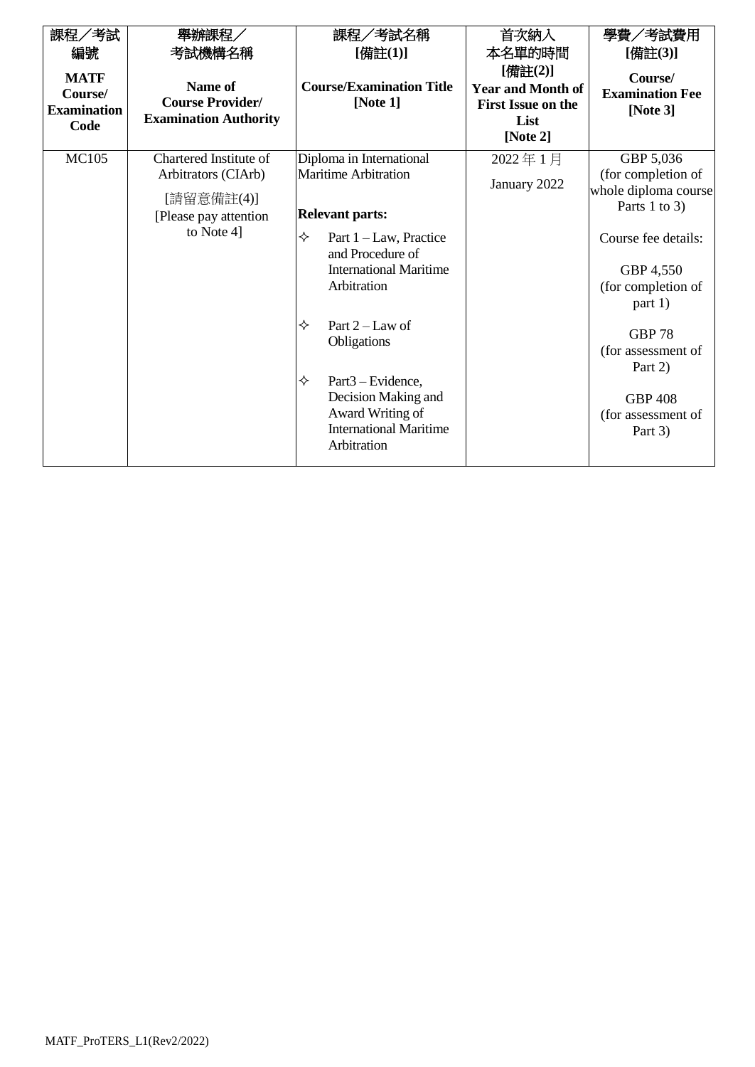| 課程／考試編號 **MATF Course/ Examination Code** | 舉辦課程／考試機構名稱 **Name of Course Provider/ Examination Authority** | 課程／考試名稱 **[備註(1)] Course/Examination Title [Note 1]** | 首次納入本名單的時間 **[備註(2)] Year and Month of First Issue on the List [Note 2]** | 學費／考試費用 **[備註(3)] Course/ Examination Fee [Note 3]** |
|---|---|---|---|---|
| MC105 | Chartered Institute of Arbitrators (CIArb)<br><br>[請留意備註(4)]<br>[Please pay attention to Note 4] | Diploma in International Maritime Arbitration<br><br>**Relevant parts:**<br>✧ Part 1 – Law, Practice and Procedure of International Maritime Arbitration<br>✧ Part 2 – Law of Obligations<br>✧ Part3 – Evidence, Decision Making and Award Writing of International Maritime Arbitration | 2022 年 1 月<br><br>January 2022 | GBP 5,036 (for completion of whole diploma course Parts 1 to 3)<br><br>Course fee details:<br><br>GBP 4,550 (for completion of part 1)<br><br>GBP 78 (for assessment of Part 2)<br><br>GBP 408 (for assessment of Part 3) |

MATF_ProTERS_L1(Rev2/2022)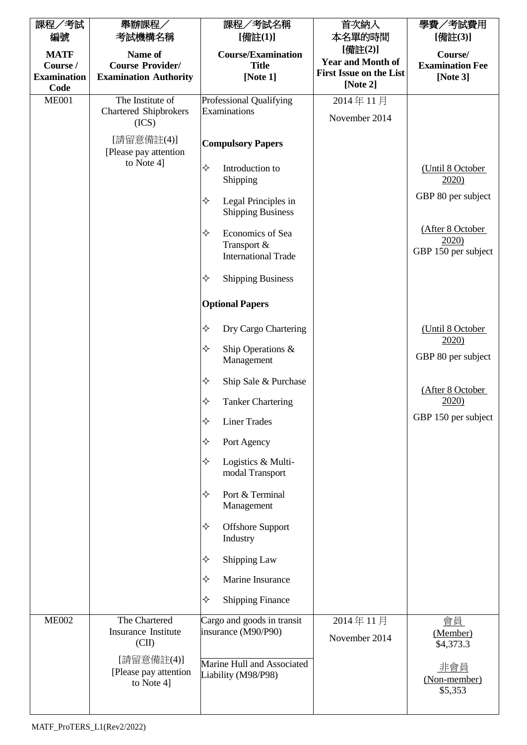| 課程／考試編號 MATF Course / Examination Code | 舉辦課程／考試機構名稱 Name of Course Provider/ Examination Authority | 課程／考試名稱 [備註(1)] Course/Examination Title [Note 1] | 首次納入本名單的時間 [備註(2)] Year and Month of First Issue on the List [Note 2] | 學費／考試費用 [備註(3)] Course/ Examination Fee [Note 3] |
|---|---|---|---|---|
| ME001 | The Institute of Chartered Shipbrokers (ICS)<br><br>[請留意備註(4)] [Please pay attention to Note 4] | Professional Qualifying Examinations<br><br>**Compulsory Papers**<br><br>✧ Introduction to Shipping<br>✧ Legal Principles in Shipping Business<br>✧ Economics of Sea Transport & International Trade<br>✧ Shipping Business<br><br>**Optional Papers**<br><br>✧ Dry Cargo Chartering<br>✧ Ship Operations & Management<br>✧ Ship Sale & Purchase<br>✧ Tanker Chartering<br>✧ Liner Trades<br>✧ Port Agency<br>✧ Logistics & Multi-modal Transport<br>✧ Port & Terminal Management<br>✧ Offshore Support Industry<br>✧ Shipping Law<br>✧ Marine Insurance<br>✧ Shipping Finance | 2014 年 11 月<br><br>November 2014 | (Until 8 October 2020)<br>GBP 80 per subject<br><br>(After 8 October 2020)<br>GBP 150 per subject<br><br>(Until 8 October 2020)<br>GBP 80 per subject<br><br>(After 8 October 2020)<br>GBP 150 per subject |
| ME002 | The Chartered Insurance Institute (CII)<br><br>[請留意備註(4)] [Please pay attention to Note 4] | Cargo and goods in transit insurance (M90/P90)<br><br>Marine Hull and Associated Liability (M98/P98) | 2014 年 11 月<br><br>November 2014 | 會員 (Member) $4,373.3<br><br>非會員 (Non-member) $5,353 |

MATF_ProTERS_L1(Rev2/2022)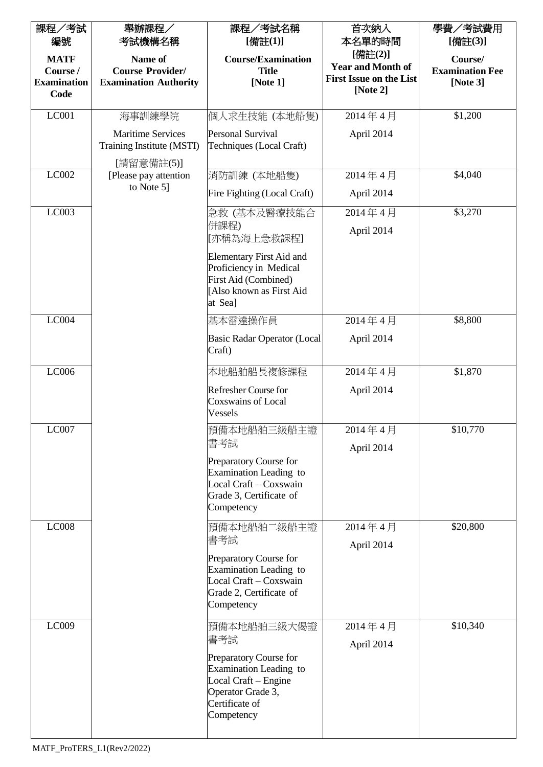| 課程／考試編號<br>**MATF Course / Examination Code** | 舉辦課程／考試機構名稱<br>**Name of Course Provider/ Examination Authority** | 課程／考試名稱<br>**[備註(1)]**<br>**Course/Examination Title [Note 1]** | 首次納入本名單的時間<br>**[備註(2)]**<br>**Year and Month of First Issue on the List [Note 2]** | 學費／考試費用<br>**[備註(3)]**<br>**Course/ Examination Fee [Note 3]** |
|---|---|---|---|---|
| LC001 | 海事訓練學院<br>Maritime Services Training Institute (MSTI)<br>[請留意備註(5)]<br>[Please pay attention to Note 5] | 個人求生技能 (本地船隻)<br>Personal Survival Techniques (Local Craft) | 2014 年 4 月<br>April 2014 | $1,200 |
| LC002 | | 消防訓練 (本地船隻)<br>Fire Fighting (Local Craft) | 2014 年 4 月<br>April 2014 | $4,040 |
| LC003 | | 急救 (基本及醫療技能合併課程)<br>[亦稱為海上急救課程]<br>Elementary First Aid and Proficiency in Medical First Aid (Combined)<br>[Also known as First Aid at Sea] | 2014 年 4 月<br>April 2014 | $3,270 |
| LC004 | | 基本雷達操作員<br>Basic Radar Operator (Local Craft) | 2014 年 4 月<br>April 2014 | $8,800 |
| LC006 | | 本地船舶船長複修課程<br>Refresher Course for Coxswains of Local Vessels | 2014 年 4 月<br>April 2014 | $1,870 |
| LC007 | | 預備本地船舶三級船主證書考試<br>Preparatory Course for Examination Leading to Local Craft – Coxswain Grade 3, Certificate of Competency | 2014 年 4 月<br>April 2014 | $10,770 |
| LC008 | | 預備本地船舶二級船主證書考試<br>Preparatory Course for Examination Leading to Local Craft – Coxswain Grade 2, Certificate of Competency | 2014 年 4 月<br>April 2014 | $20,800 |
| LC009 | | 預備本地船舶三級大偈證書考試<br>Preparatory Course for Examination Leading to Local Craft – Engine Operator Grade 3, Certificate of Competency | 2014 年 4 月<br>April 2014 | $10,340 |

MATF_ProTERS_L1(Rev2/2022)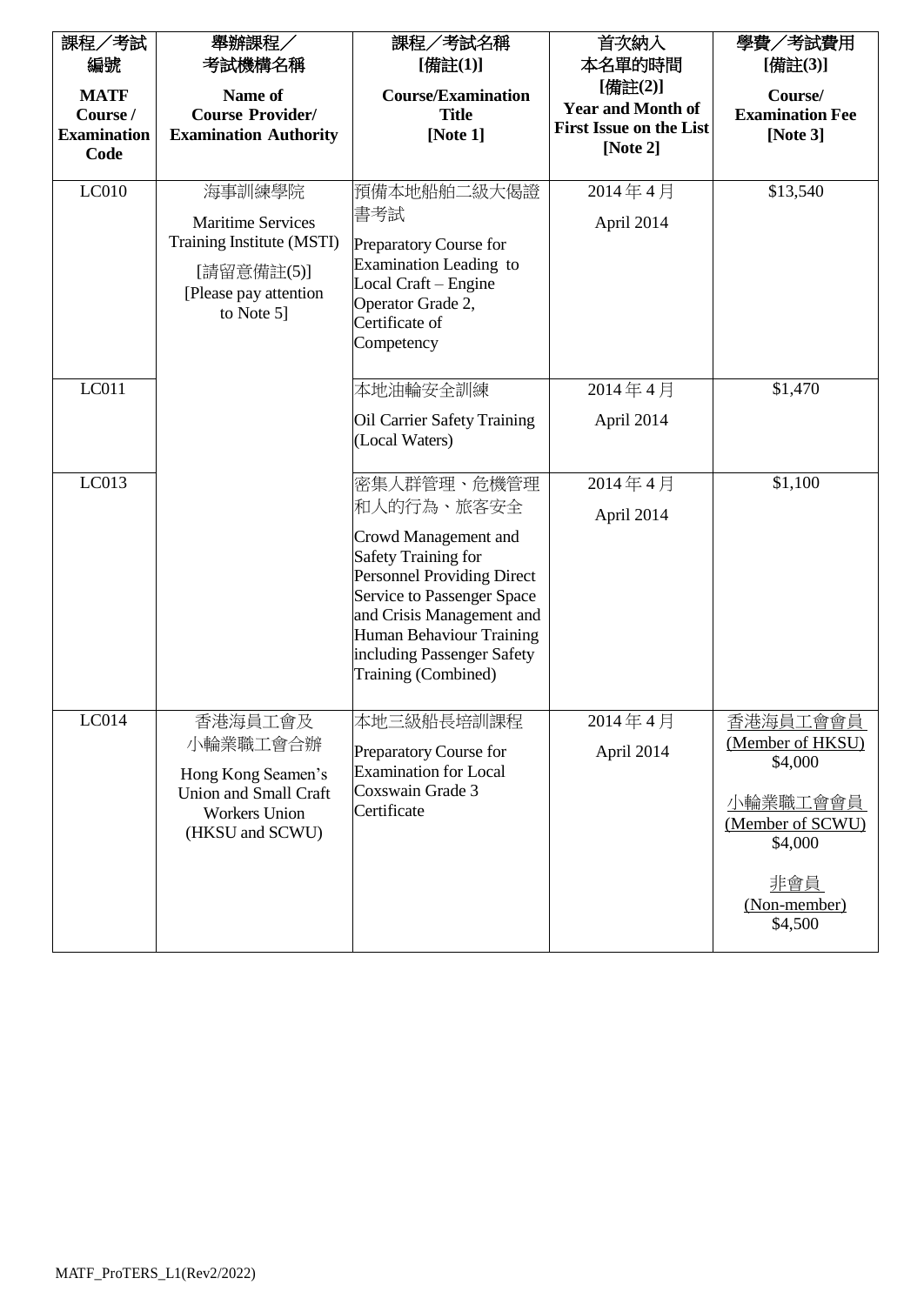| 課程／考試編號<br>**MATF Course / Examination Code** | 舉辦課程／考試機構名稱<br>**Name of Course Provider/ Examination Authority** | 課程／考試名稱<br>**[備註(1)]**<br>**Course/Examination Title [Note 1]** | 首次納入本名單的時間<br>**[備註(2)]**<br>**Year and Month of First Issue on the List [Note 2]** | 學費／考試費用<br>**[備註(3)]**<br>**Course/ Examination Fee [Note 3]** |
|---|---|---|---|---|
| LC010 | 海事訓練學院<br>Maritime Services Training Institute (MSTI)<br>[請留意備註(5)]<br>[Please pay attention to Note 5] | 預備本地船舶二級大偈證書考試<br>Preparatory Course for Examination Leading to Local Craft – Engine Operator Grade 2, Certificate of Competency | 2014 年 4 月<br>April 2014 | $13,540 |
| LC011 | | 本地油輪安全訓練<br>Oil Carrier Safety Training (Local Waters) | 2014 年 4 月<br>April 2014 | $1,470 |
| LC013 | | 密集人群管理、危機管理和人的行為、旅客安全<br>Crowd Management and Safety Training for Personnel Providing Direct Service to Passenger Space and Crisis Management and Human Behaviour Training including Passenger Safety Training (Combined) | 2014 年 4 月<br>April 2014 | $1,100 |
| LC014 | 香港海員工會及小輪業職工會合辦<br>Hong Kong Seamen's Union and Small Craft Workers Union (HKSU and SCWU) | 本地三級船長培訓課程<br>Preparatory Course for Examination for Local Coxswain Grade 3 Certificate | 2014 年 4 月<br>April 2014 | 香港海員工會會員<br>(Member of HKSU)<br>$4,000<br>小輪業職工會會員<br>(Member of SCWU)<br>$4,000<br>非會員<br>(Non-member)<br>$4,500 |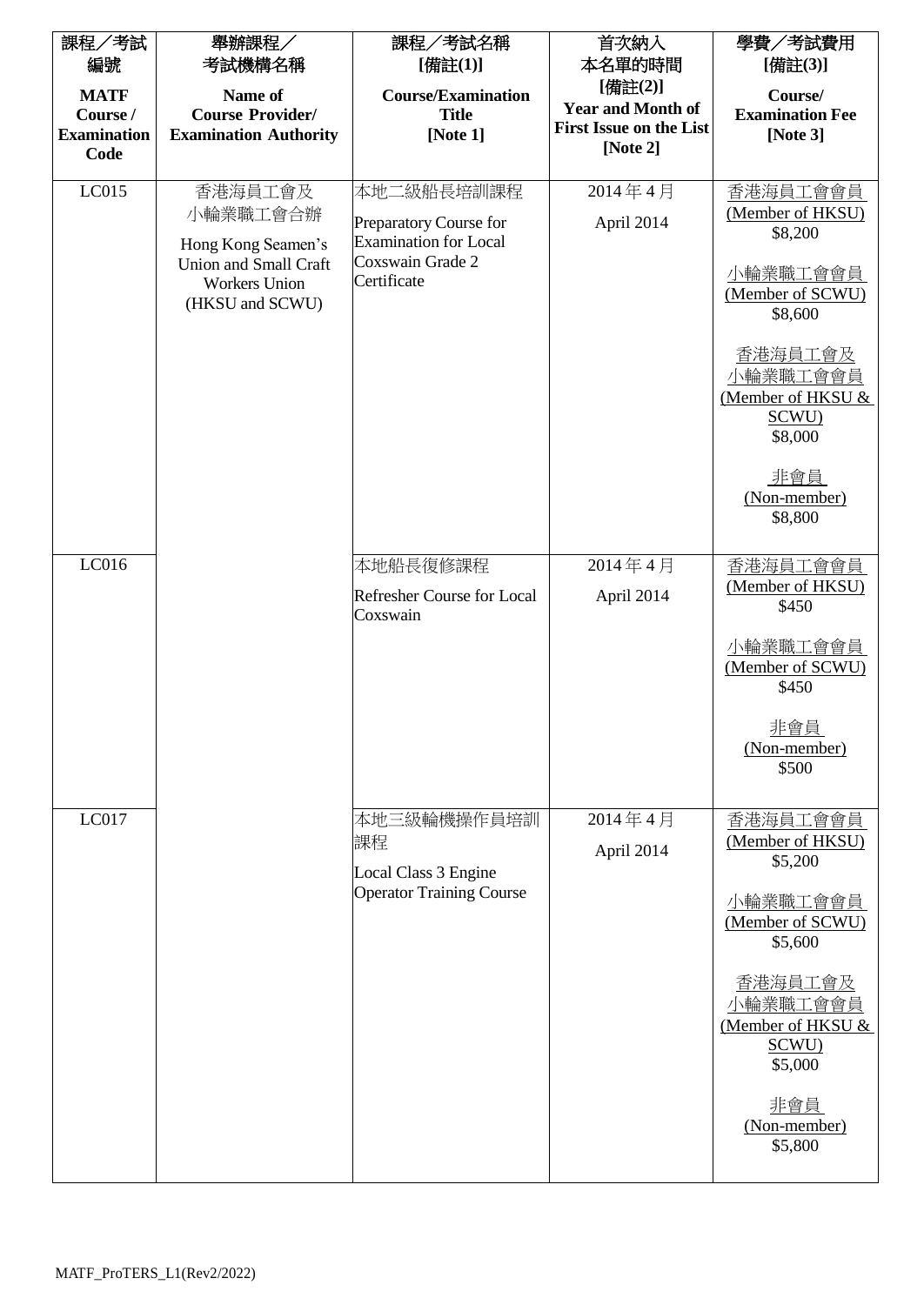| 課程／考試編號 **MATF Course / Examination Code** | 舉辦課程／考試機構名稱 **Name of Course Provider/ Examination Authority** | 課程／考試名稱 [備註(1)] **Course/Examination Title [Note 1]** | 首次納入本名單的時間 [備註(2)] **Year and Month of First Issue on the List [Note 2]** | 學費／考試費用 [備註(3)] **Course/ Examination Fee [Note 3]** |
|---|---|---|---|---|
| LC015 | 香港海員工會及小輪業職工會合辦<br>Hong Kong Seamen's Union and Small Craft Workers Union (HKSU and SCWU) | 本地二級船長培訓課程<br>Preparatory Course for Examination for Local Coxswain Grade 2 Certificate | 2014 年 4 月<br>April 2014 | 香港海員工會會員 (Member of HKSU) $8,200<br>小輪業職工會會員 (Member of SCWU) $8,600<br>香港海員工會及小輪業職工會會員 (Member of HKSU & SCWU) $8,000<br>非會員 (Non-member) $8,800 |
| LC016 | | 本地船長復修課程<br>Refresher Course for Local Coxswain | 2014 年 4 月<br>April 2014 | 香港海員工會會員 (Member of HKSU) $450<br>小輪業職工會會員 (Member of SCWU) $450<br>非會員 (Non-member) $500 |
| LC017 | | 本地三級輪機操作員培訓課程<br>Local Class 3 Engine Operator Training Course | 2014 年 4 月<br>April 2014 | 香港海員工會會員 (Member of HKSU) $5,200<br>小輪業職工會會員 (Member of SCWU) $5,600<br>香港海員工會及小輪業職工會會員 (Member of HKSU & SCWU) $5,000<br>非會員 (Non-member) $5,800 |

MATF_ProTERS_L1(Rev2/2022)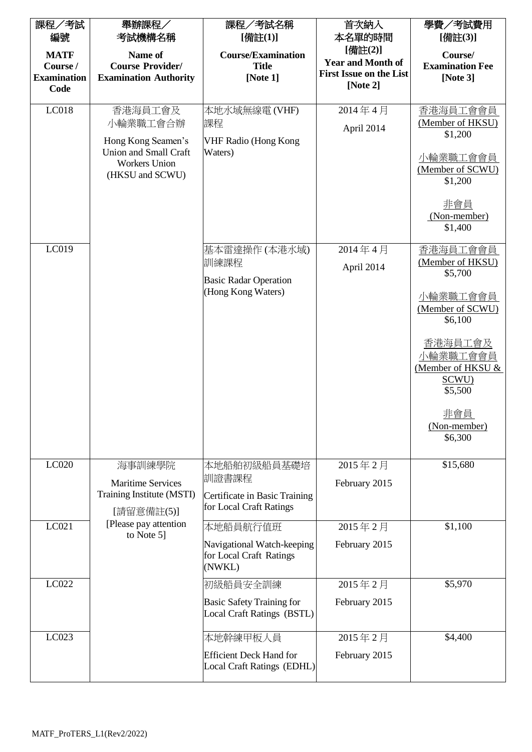| 課程／考試編號<br>**MATF Course / Examination Code** | 舉辦課程／考試機構名稱<br>**Name of Course Provider/ Examination Authority** | 課程／考試名稱 [備註(1)]<br>**Course/Examination Title [Note 1]** | 首次納入本名單的時間 [備註(2)]<br>**Year and Month of First Issue on the List [Note 2]** | 學費／考試費用 [備註(3)]<br>**Course/ Examination Fee [Note 3]** |
|---|---|---|---|---|
| LC018 | 香港海員工會及小輪業職工會合辦<br>Hong Kong Seamen's Union and Small Craft Workers Union (HKSU and SCWU) | 本地水域無線電 (VHF) 課程<br>VHF Radio (Hong Kong Waters) | 2014 年 4 月<br>April 2014 | 香港海員工會會員 (Member of HKSU) $1,200<br>小輪業職工會會員 (Member of SCWU) $1,200<br>非會員 (Non-member) $1,400 |
| LC019 | | 基本雷達操作 (本港水域) 訓練課程<br>Basic Radar Operation (Hong Kong Waters) | 2014 年 4 月<br>April 2014 | 香港海員工會會員 (Member of HKSU) $5,700<br>小輪業職工會會員 (Member of SCWU) $6,100<br>香港海員工會及小輪業職工會會員 (Member of HKSU & SCWU) $5,500<br>非會員 (Non-member) $6,300 |
| LC020 | 海事訓練學院<br>Maritime Services Training Institute (MSTI)<br>[請留意備註(5)]<br>[Please pay attention to Note 5] | 本地船舶初級船員基礎培訓證書課程<br>Certificate in Basic Training for Local Craft Ratings | 2015 年 2 月<br>February 2015 | $15,680 |
| LC021 | | 本地船員航行值班<br>Navigational Watch-keeping for Local Craft Ratings (NWKL) | 2015 年 2 月<br>February 2015 | $1,100 |
| LC022 | | 初級船員安全訓練<br>Basic Safety Training for Local Craft Ratings (BSTL) | 2015 年 2 月<br>February 2015 | $5,970 |
| LC023 | | 本地幹練甲板人員<br>Efficient Deck Hand for Local Craft Ratings (EDHL) | 2015 年 2 月<br>February 2015 | $4,400 |

MATF_ProTERS_L1(Rev2/2022)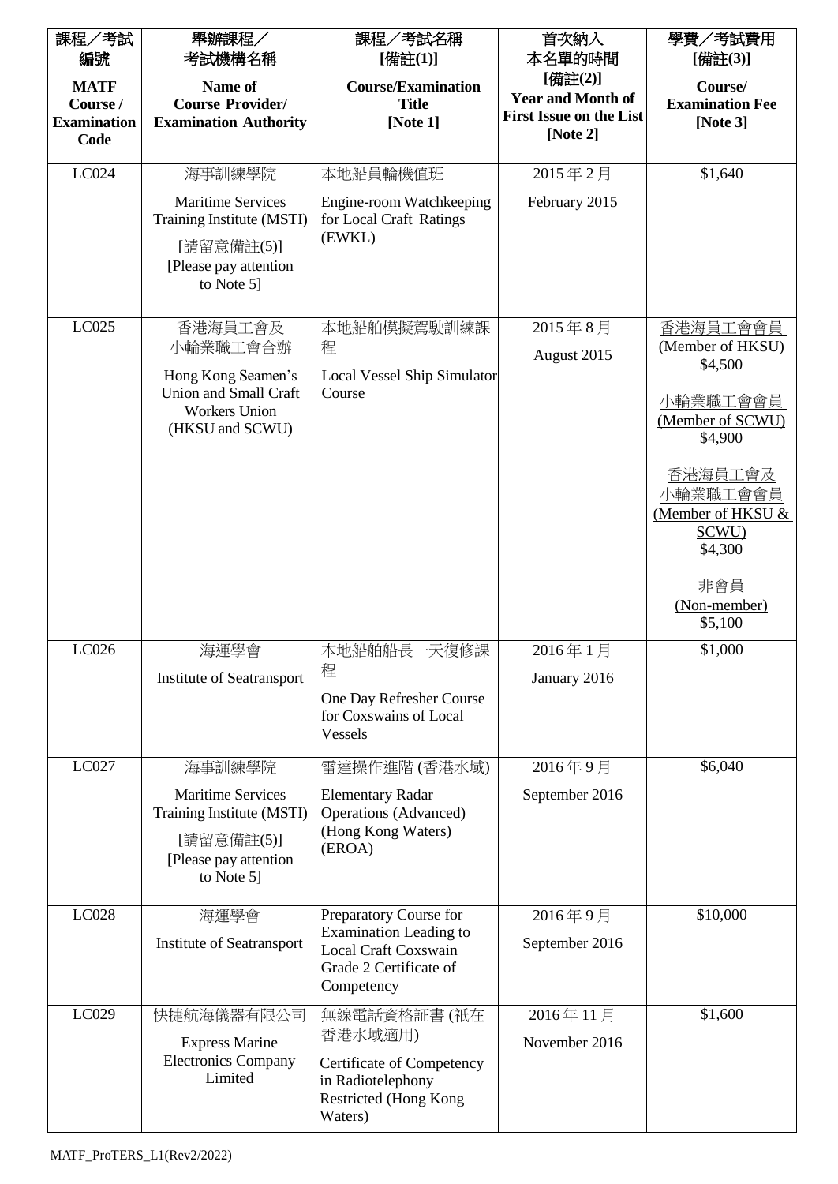| 課程／考試編號<br>**MATF Course / Examination Code** | 舉辦課程／考試機構名稱<br>**Name of Course Provider/ Examination Authority** | 課程／考試名稱<br>**[備註(1)]**<br>**Course/Examination Title [Note 1]** | 首次納入本名單的時間<br>**[備註(2)]**<br>**Year and Month of First Issue on the List [Note 2]** | 學費／考試費用<br>**[備註(3)]**<br>**Course/ Examination Fee [Note 3]** |
|---|---|---|---|---|
| LC024 | 海事訓練學院<br>Maritime Services Training Institute (MSTI)<br>[請留意備註(5)]<br>[Please pay attention to Note 5] | 本地船員輪機值班<br>Engine-room Watchkeeping for Local Craft Ratings (EWKL) | 2015 年 2 月<br>February 2015 | $1,640 |
| LC025 | 香港海員工會及小輪業職工會合辦<br>Hong Kong Seamen's Union and Small Craft Workers Union (HKSU and SCWU) | 本地船舶模擬駕駛訓練課程<br>Local Vessel Ship Simulator Course | 2015 年 8 月<br>August 2015 | 香港海員工會會員 (Member of HKSU) $4,500<br>小輪業職工會會員 (Member of SCWU) $4,900<br>香港海員工會及小輪業職工會會員 (Member of HKSU & SCWU) $4,300<br>非會員 (Non-member) $5,100 |
| LC026 | 海運學會<br>Institute of Seatransport | 本地船舶船長一天復修課程<br>One Day Refresher Course for Coxswains of Local Vessels | 2016 年 1 月<br>January 2016 | $1,000 |
| LC027 | 海事訓練學院<br>Maritime Services Training Institute (MSTI)<br>[請留意備註(5)]<br>[Please pay attention to Note 5] | 雷達操作進階 (香港水域)<br>Elementary Radar Operations (Advanced) (Hong Kong Waters) (EROA) | 2016 年 9 月<br>September 2016 | $6,040 |
| LC028 | 海運學會<br>Institute of Seatransport | Preparatory Course for Examination Leading to Local Craft Coxswain Grade 2 Certificate of Competency | 2016 年 9 月<br>September 2016 | $10,000 |
| LC029 | 快捷航海儀器有限公司<br>Express Marine Electronics Company Limited | 無線電話資格証書 (祇在香港水域適用)<br>Certificate of Competency in Radiotelephony Restricted (Hong Kong Waters) | 2016 年 11 月<br>November 2016 | $1,600 |

MATF_ProTERS_L1(Rev2/2022)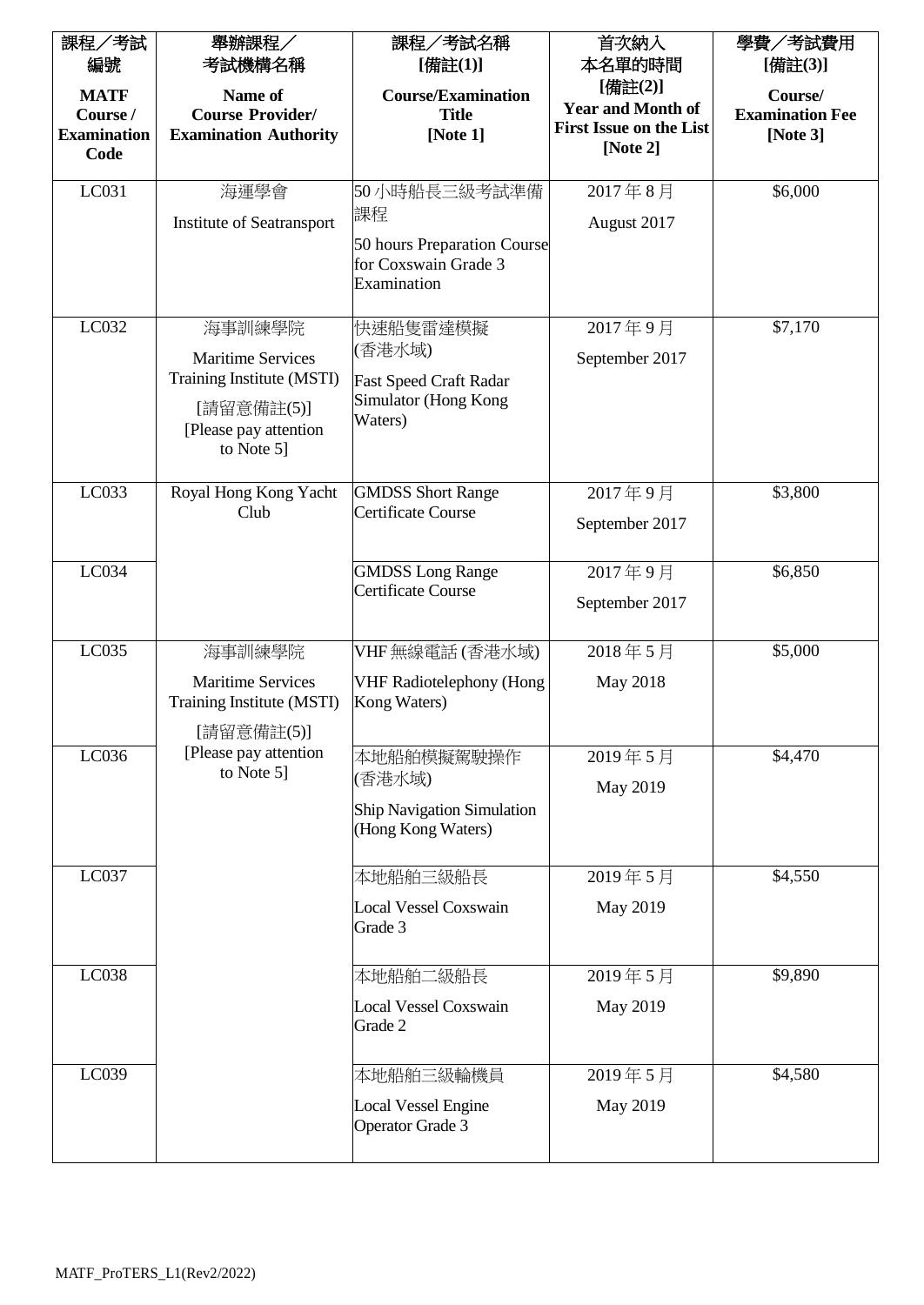| 課程／考試編號<br>**MATF Course / Examination Code** | 舉辦課程／考試機構名稱<br>**Name of Course Provider/ Examination Authority** | 課程／考試名稱 [備註(1)]<br>**Course/Examination Title [Note 1]** | 首次納入本名單的時間 [備註(2)]<br>**Year and Month of First Issue on the List [Note 2]** | 學費／考試費用 [備註(3)]<br>**Course/ Examination Fee [Note 3]** |
|---|---|---|---|---|
| LC031 | 海運學會<br>Institute of Seatransport | 50 小時船長三級考試準備課程<br>50 hours Preparation Course for Coxswain Grade 3 Examination | 2017 年 8 月<br>August 2017 | $6,000 |
| LC032 | 海事訓練學院<br>Maritime Services Training Institute (MSTI)<br>[請留意備註(5)]<br>[Please pay attention to Note 5] | 快速船隻雷達模擬 (香港水域)<br>Fast Speed Craft Radar Simulator (Hong Kong Waters) | 2017 年 9 月<br>September 2017 | $7,170 |
| LC033 | Royal Hong Kong Yacht Club | GMDSS Short Range Certificate Course | 2017 年 9 月<br>September 2017 | $3,800 |
| LC034 | | GMDSS Long Range Certificate Course | 2017 年 9 月<br>September 2017 | $6,850 |
| LC035 | 海事訓練學院<br>Maritime Services Training Institute (MSTI)<br>[請留意備註(5)]<br>[Please pay attention to Note 5] | VHF 無線電話 (香港水域)<br>VHF Radiotelephony (Hong Kong Waters) | 2018 年 5 月<br>May 2018 | $5,000 |
| LC036 | | 本地船舶模擬駕駛操作 (香港水域)<br>Ship Navigation Simulation (Hong Kong Waters) | 2019 年 5 月<br>May 2019 | $4,470 |
| LC037 | | 本地船舶三級船長<br>Local Vessel Coxswain Grade 3 | 2019 年 5 月<br>May 2019 | $4,550 |
| LC038 | | 本地船舶二級船長<br>Local Vessel Coxswain Grade 2 | 2019 年 5 月<br>May 2019 | $9,890 |
| LC039 | | 本地船舶三級輪機員<br>Local Vessel Engine Operator Grade 3 | 2019 年 5 月<br>May 2019 | $4,580 |

MATF_ProTERS_L1(Rev2/2022)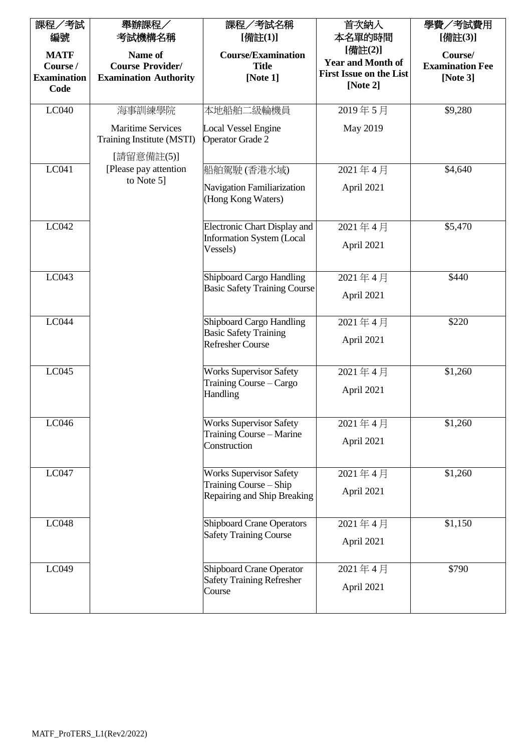| 課程／考試編號<br>**MATF Course / Examination Code** | 舉辦課程／考試機構名稱<br>**Name of Course Provider/ Examination Authority** | 課程／考試名稱 **[備註(1)]**<br>**Course/Examination Title [Note 1]** | 首次納入本名單的時間 **[備註(2)]**<br>**Year and Month of First Issue on the List [Note 2]** | 學費／考試費用 **[備註(3)]**<br>**Course/ Examination Fee [Note 3]** |
|---|---|---|---|---|
| LC040 | 海事訓練學院<br>Maritime Services Training Institute (MSTI)<br>[請留意備註(5)]<br>[Please pay attention to Note 5] | 本地船舶二級輪機員<br>Local Vessel Engine Operator Grade 2 | 2019 年 5 月<br>May 2019 | $9,280 |
| LC041 | | 船舶駕駛 (香港水域)<br>Navigation Familiarization (Hong Kong Waters) | 2021 年 4 月<br>April 2021 | $4,640 |
| LC042 | | Electronic Chart Display and Information System (Local Vessels) | 2021 年 4 月<br>April 2021 | $5,470 |
| LC043 | | Shipboard Cargo Handling Basic Safety Training Course | 2021 年 4 月<br>April 2021 | $440 |
| LC044 | | Shipboard Cargo Handling Basic Safety Training Refresher Course | 2021 年 4 月<br>April 2021 | $220 |
| LC045 | | Works Supervisor Safety Training Course – Cargo Handling | 2021 年 4 月<br>April 2021 | $1,260 |
| LC046 | | Works Supervisor Safety Training Course – Marine Construction | 2021 年 4 月<br>April 2021 | $1,260 |
| LC047 | | Works Supervisor Safety Training Course – Ship Repairing and Ship Breaking | 2021 年 4 月<br>April 2021 | $1,260 |
| LC048 | | Shipboard Crane Operators Safety Training Course | 2021 年 4 月<br>April 2021 | $1,150 |
| LC049 | | Shipboard Crane Operator Safety Training Refresher Course | 2021 年 4 月<br>April 2021 | $790 |

MATF_ProTERS_L1(Rev2/2022)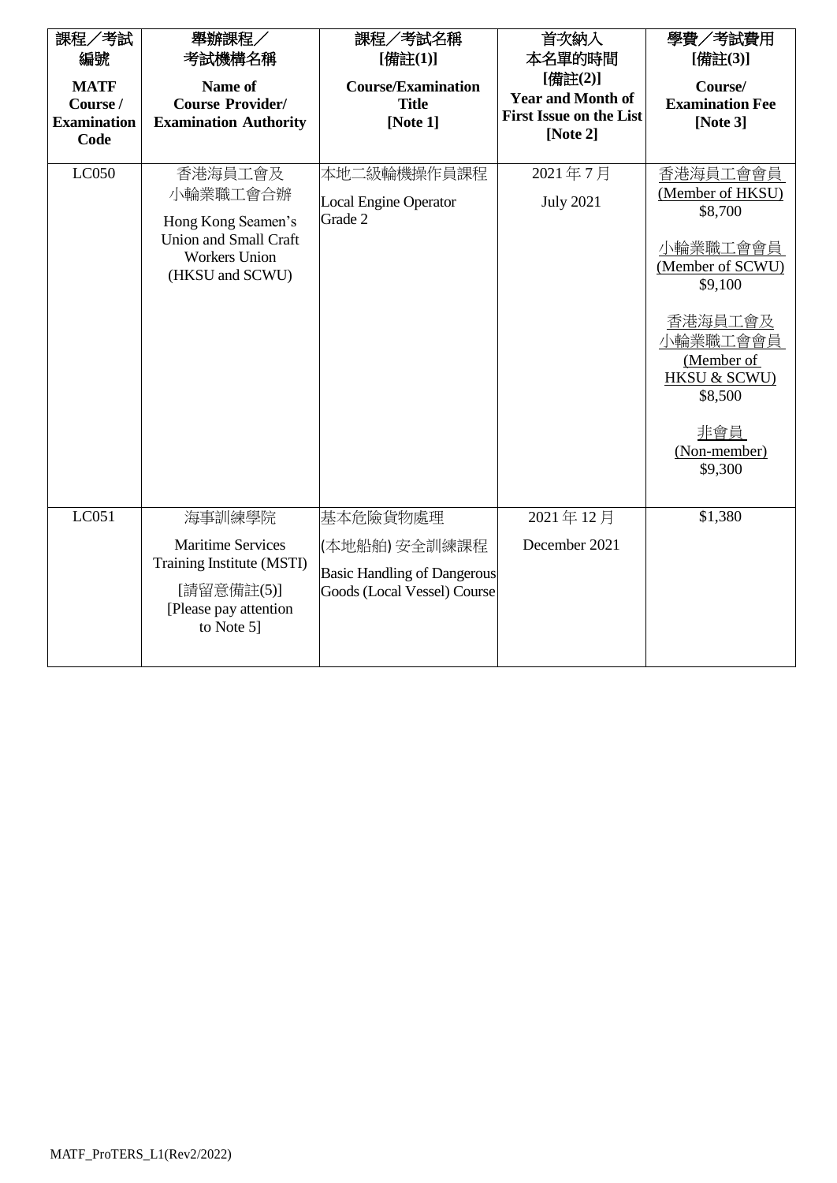| 課程／考試編號<br>**MATF Course / Examination Code** | 舉辦課程／考試機構名稱<br>**Name of Course Provider/ Examination Authority** | 課程／考試名稱 [備註(1)]<br>**Course/Examination Title [Note 1]** | 首次納入本名單的時間 [備註(2)]<br>**Year and Month of First Issue on the List [Note 2]** | 學費／考試費用 [備註(3)]<br>**Course/ Examination Fee [Note 3]** |
|---|---|---|---|---|
| LC050 | 香港海員工會及小輪業職工會合辦<br>Hong Kong Seamen's Union and Small Craft Workers Union (HKSU and SCWU) | 本地二級輪機操作員課程<br>Local Engine Operator Grade 2 | 2021 年 7 月<br>July 2021 | 香港海員工會會員 (Member of HKSU) $8,700<br><br>小輪業職工會會員 (Member of SCWU) $9,100<br><br>香港海員工會及小輪業職工會會員 (Member of HKSU & SCWU) $8,500<br><br>非會員 (Non-member) $9,300 |
| LC051 | 海事訓練學院<br>Maritime Services Training Institute (MSTI)<br>[請留意備註(5)]<br>[Please pay attention to Note 5] | 基本危險貨物處理(本地船舶) 安全訓練課程<br>Basic Handling of Dangerous Goods (Local Vessel) Course | 2021 年 12 月<br>December 2021 | $1,380 |

MATF_ProTERS_L1(Rev2/2022)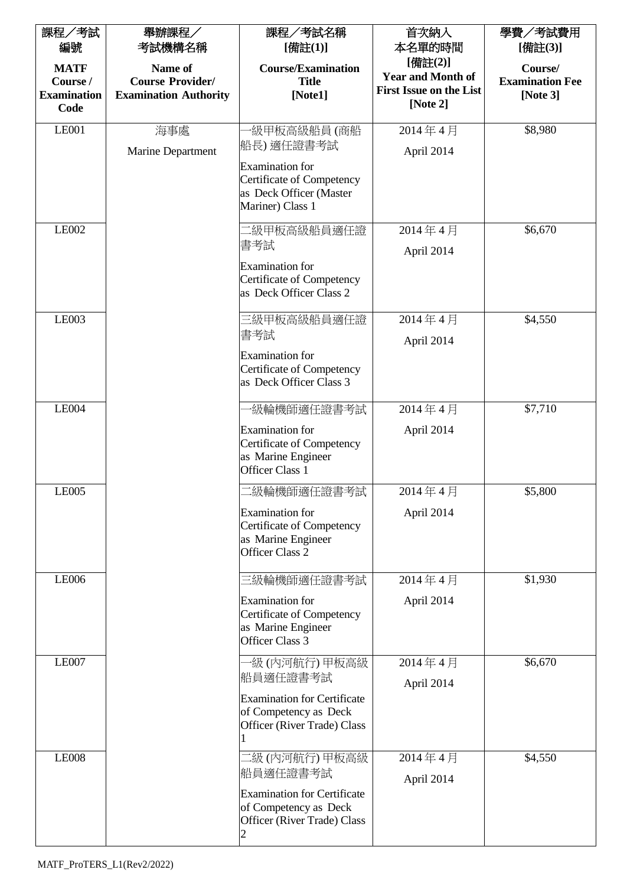| 課程／考試編號<br>**MATF Course / Examination Code** | 舉辦課程／考試機構名稱<br>**Name of Course Provider/ Examination Authority** | 課程／考試名稱 **[備註(1)]**<br>**Course/Examination Title [Note1]** | 首次納入本名單的時間 **[備註(2)]**<br>**Year and Month of First Issue on the List [Note 2]** | 學費／考試費用 **[備註(3)]**<br>**Course/ Examination Fee [Note 3]** |
|---|---|---|---|---|
| LE001 | 海事處<br>Marine Department | 一級甲板高級船員 (商船船長) 適任證書考試<br>Examination for Certificate of Competency as Deck Officer (Master Mariner) Class 1 | 2014 年 4 月<br>April 2014 | $8,980 |
| LE002 | | 二級甲板高級船員適任證書考試<br>Examination for Certificate of Competency as Deck Officer Class 2 | 2014 年 4 月<br>April 2014 | $6,670 |
| LE003 | | 三級甲板高級船員適任證書考試<br>Examination for Certificate of Competency as Deck Officer Class 3 | 2014 年 4 月<br>April 2014 | $4,550 |
| LE004 | | 一級輪機師適任證書考試<br>Examination for Certificate of Competency as Marine Engineer Officer Class 1 | 2014 年 4 月<br>April 2014 | $7,710 |
| LE005 | | 二級輪機師適任證書考試<br>Examination for Certificate of Competency as Marine Engineer Officer Class 2 | 2014 年 4 月<br>April 2014 | $5,800 |
| LE006 | | 三級輪機師適任證書考試<br>Examination for Certificate of Competency as Marine Engineer Officer Class 3 | 2014 年 4 月<br>April 2014 | $1,930 |
| LE007 | | 一級 (內河航行) 甲板高級船員適任證書考試<br>Examination for Certificate of Competency as Deck Officer (River Trade) Class 1 | 2014 年 4 月<br>April 2014 | $6,670 |
| LE008 | | 二級 (內河航行) 甲板高級船員適任證書考試<br>Examination for Certificate of Competency as Deck Officer (River Trade) Class 2 | 2014 年 4 月<br>April 2014 | $4,550 |

MATF_ProTERS_L1(Rev2/2022)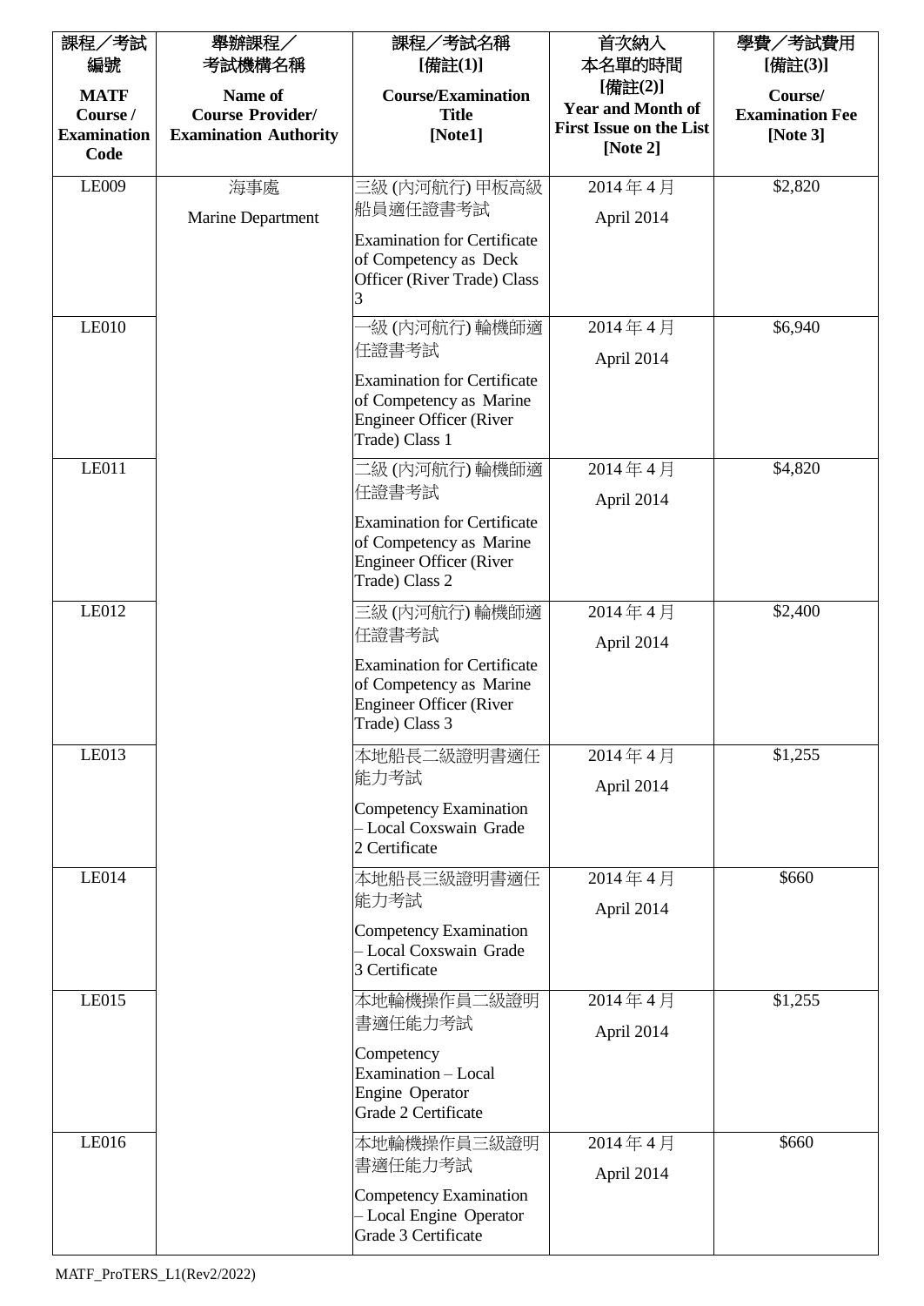| 課程／考試編號 MATF Course / Examination Code | 舉辦課程／考試機構名稱 Name of Course Provider/ Examination Authority | 課程／考試名稱 [備註(1)] Course/Examination Title [Note1] | 首次納入本名單的時間 [備註(2)] Year and Month of First Issue on the List [Note 2] | 學費／考試費用 [備註(3)] Course/ Examination Fee [Note 3] |
|---|---|---|---|---|
| LE009 | 海事處 Marine Department | 三級 (內河航行) 甲板高級船員適任證書考試 Examination for Certificate of Competency as Deck Officer (River Trade) Class 3 | 2014 年 4 月 April 2014 | $2,820 |
| LE010 | | 一級 (內河航行) 輪機師適任證書考試 Examination for Certificate of Competency as Marine Engineer Officer (River Trade) Class 1 | 2014 年 4 月 April 2014 | $6,940 |
| LE011 | | 二級 (內河航行) 輪機師適任證書考試 Examination for Certificate of Competency as Marine Engineer Officer (River Trade) Class 2 | 2014 年 4 月 April 2014 | $4,820 |
| LE012 | | 三級 (內河航行) 輪機師適任證書考試 Examination for Certificate of Competency as Marine Engineer Officer (River Trade) Class 3 | 2014 年 4 月 April 2014 | $2,400 |
| LE013 | | 本地船長二級證明書適任能力考試 Competency Examination – Local Coxswain Grade 2 Certificate | 2014 年 4 月 April 2014 | $1,255 |
| LE014 | | 本地船長三級證明書適任能力考試 Competency Examination – Local Coxswain Grade 3 Certificate | 2014 年 4 月 April 2014 | $660 |
| LE015 | | 本地輪機操作員二級證明書適任能力考試 Competency Examination – Local Engine Operator Grade 2 Certificate | 2014 年 4 月 April 2014 | $1,255 |
| LE016 | | 本地輪機操作員三級證明書適任能力考試 Competency Examination – Local Engine Operator Grade 3 Certificate | 2014 年 4 月 April 2014 | $660 |

MATF_ProTERS_L1(Rev2/2022)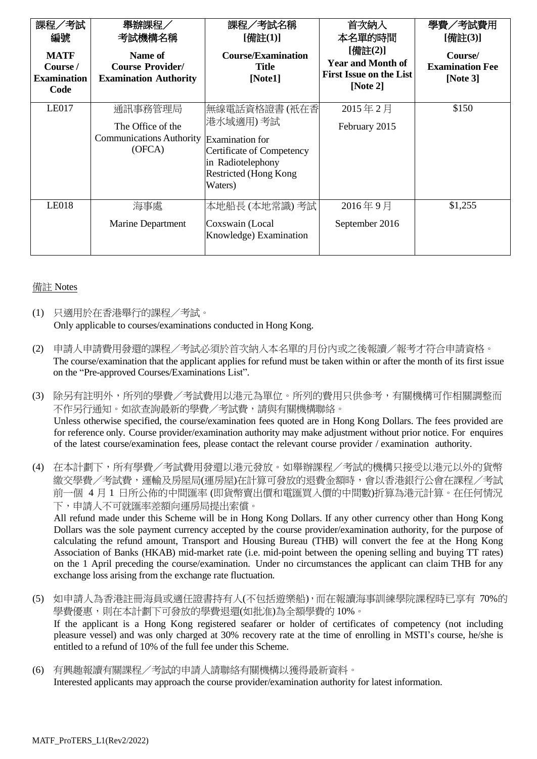| 課程／考試編號<br>**MATF Course / Examination Code** | 舉辦課程／考試機構名稱<br>**Name of Course Provider/ Examination Authority** | 課程／考試名稱<br>**[備註(1)]**<br>**Course/Examination Title [Note1]** | 首次納入本名單的時間<br>**[備註(2)]**<br>**Year and Month of First Issue on the List [Note 2]** | 學費／考試費用<br>**[備註(3)]**<br>**Course/ Examination Fee [Note 3]** |
|---|---|---|---|---|
| LE017 | 通訊事務管理局<br>The Office of the Communications Authority (OFCA) | 無線電話資格證書 (祇在香港水域適用) 考試<br>Examination for Certificate of Competency in Radiotelephony Restricted (Hong Kong Waters) | 2015 年 2 月<br>February 2015 | $150 |
| LE018 | 海事處<br>Marine Department | 本地船長 (本地常識) 考試<br>Coxswain (Local Knowledge) Examination | 2016 年 9 月<br>September 2016 | $1,255 |

備註 Notes

(1) 只適用於在香港舉行的課程／考試。
Only applicable to courses/examinations conducted in Hong Kong.

(2) 申請人申請費用發還的課程／考試必須於首次納入本名單的月份內或之後報讀／報考才符合申請資格。
The course/examination that the applicant applies for refund must be taken within or after the month of its first issue on the "Pre-approved Courses/Examinations List".

(3) 除另有註明外，所列的學費／考試費用以港元為單位。所列的費用只供參考，有關機構可作相關調整而不作另行通知。如欲查詢最新的學費／考試費，請與有關機構聯絡。
Unless otherwise specified, the course/examination fees quoted are in Hong Kong Dollars. The fees provided are for reference only. Course provider/examination authority may make adjustment without prior notice. For enquires of the latest course/examination fees, please contact the relevant course provider / examination authority.

(4) 在本計劃下，所有學費／考試費用發還以港元發放。如舉辦課程／考試的機構只接受以港元以外的貨幣繳交學費／考試費，運輸及房屋局(運房屋)在計算可發放的退費金額時，會以香港銀行公會在課程／考試前一個 4 月 1 日所公佈的中間匯率 (即貨幣賣出價和電匯買入價的中間數)折算為港元計算。在任何情況下，申請人不可就匯率差額向運房局提出索償。
All refund made under this Scheme will be in Hong Kong Dollars. If any other currency other than Hong Kong Dollars was the sole payment currency accepted by the course provider/examination authority, for the purpose of calculating the refund amount, Transport and Housing Bureau (THB) will convert the fee at the Hong Kong Association of Banks (HKAB) mid-market rate (i.e. mid-point between the opening selling and buying TT rates) on the 1 April preceding the course/examination. Under no circumstances the applicant can claim THB for any exchange loss arising from the exchange rate fluctuation.

(5) 如申請人為香港註冊海員或適任證書持有人(不包括遊樂船)，而在報讀海事訓練學院課程時已享有 70%的學費優惠，則在本計劃下可發放的學費退還(如批准)為全額學費的 10%。
If the applicant is a Hong Kong registered seafarer or holder of certificates of competency (not including pleasure vessel) and was only charged at 30% recovery rate at the time of enrolling in MSTI's course, he/she is entitled to a refund of 10% of the full fee under this Scheme.

(6) 有興趣報讀有關課程／考試的申請人請聯絡有關機構以獲得最新資料。
Interested applicants may approach the course provider/examination authority for latest information.

MATF_ProTERS_L1(Rev2/2022)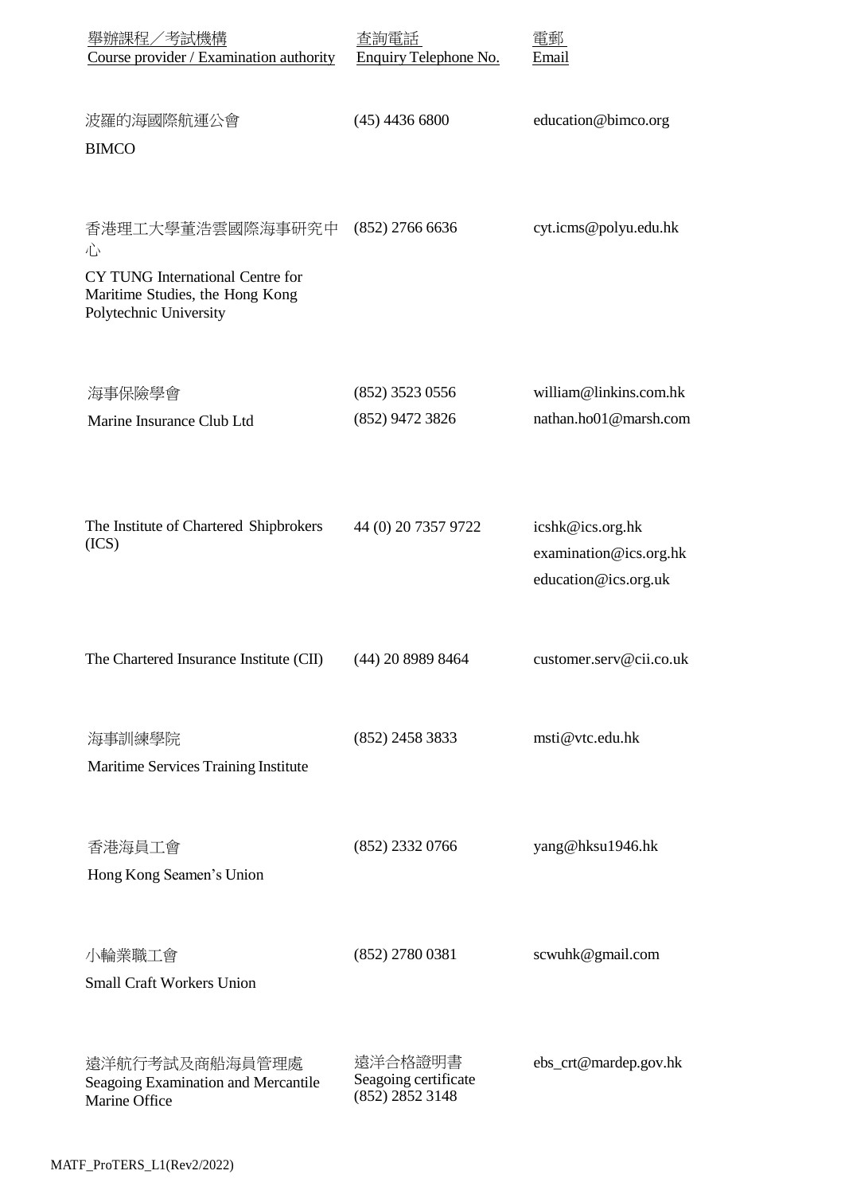| 舉辦課程／考試機構<br>Course provider / Examination authority | 查詢電話<br>Enquiry Telephone No. | 電郵<br>Email |
|---|---|---|
| 波羅的海國際航運公會<br>BIMCO | (45) 4436 6800 | education@bimco.org |
| 香港理工大學董浩雲國際海事研究中心<br>CY TUNG International Centre for Maritime Studies, the Hong Kong Polytechnic University | (852) 2766 6636 | cyt.icms@polyu.edu.hk |
| 海事保險學會<br>Marine Insurance Club Ltd | (852) 3523 0556<br>(852) 9472 3826 | william@linkins.com.hk<br>nathan.ho01@marsh.com |
| The Institute of Chartered Shipbrokers (ICS) | 44 (0) 20 7357 9722 | icshk@ics.org.hk<br>examination@ics.org.hk<br>education@ics.org.uk |
| The Chartered Insurance Institute (CII) | (44) 20 8989 8464 | customer.serv@cii.co.uk |
| 海事訓練學院<br>Maritime Services Training Institute | (852) 2458 3833 | msti@vtc.edu.hk |
| 香港海員工會<br>Hong Kong Seamen's Union | (852) 2332 0766 | yang@hksu1946.hk |
| 小輪業職工會<br>Small Craft Workers Union | (852) 2780 0381 | scwuhk@gmail.com |
| 遠洋航行考試及商船海員管理處<br>Seagoing Examination and Mercantile Marine Office | 遠洋合格證明書<br>Seagoing certificate<br>(852) 2852 3148 | ebs_crt@mardep.gov.hk |

MATF_ProTERS_L1(Rev2/2022)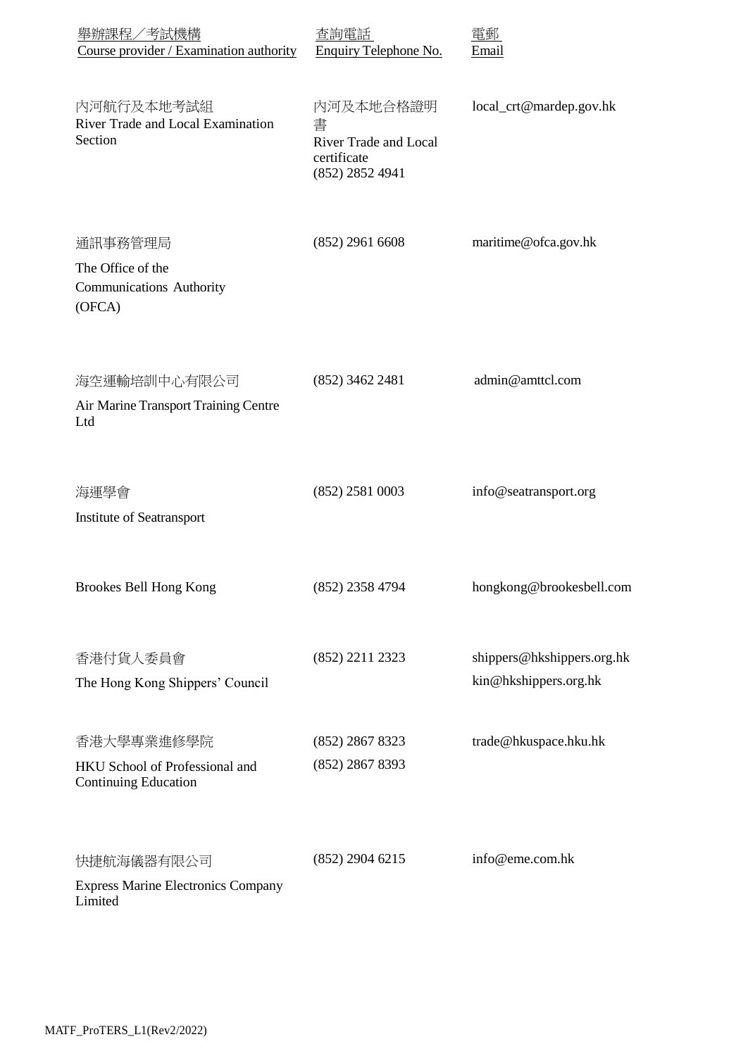| 舉辦課程／考試機構<br>Course provider / Examination authority | 查詢電話<br>Enquiry Telephone No. | 電郵<br>Email |
|---|---|---|
| 內河航行及本地考試組<br>River Trade and Local Examination Section | 內河及本地合格證明書<br>River Trade and Local certificate<br>(852) 2852 4941 | local_crt@mardep.gov.hk |
| 通訊事務管理局<br>The Office of the Communications Authority (OFCA) | (852) 2961 6608 | maritime@ofca.gov.hk |
| 海空運輸培訓中心有限公司<br>Air Marine Transport Training Centre Ltd | (852) 3462 2481 | admin@amttcl.com |
| 海運學會<br>Institute of Seatransport | (852) 2581 0003 | info@seatransport.org |
| Brookes Bell Hong Kong | (852) 2358 4794 | hongkong@brookesbell.com |
| 香港付貨人委員會<br>The Hong Kong Shippers' Council | (852) 2211 2323 | shippers@hkshippers.org.hk<br>kin@hkshippers.org.hk |
| 香港大學專業進修學院<br>HKU School of Professional and Continuing Education | (852) 2867 8323<br>(852) 2867 8393 | trade@hkuspace.hku.hk |
| 快捷航海儀器有限公司<br>Express Marine Electronics Company Limited | (852) 2904 6215 | info@eme.com.hk |

MATF_ProTERS_L1(Rev2/2022)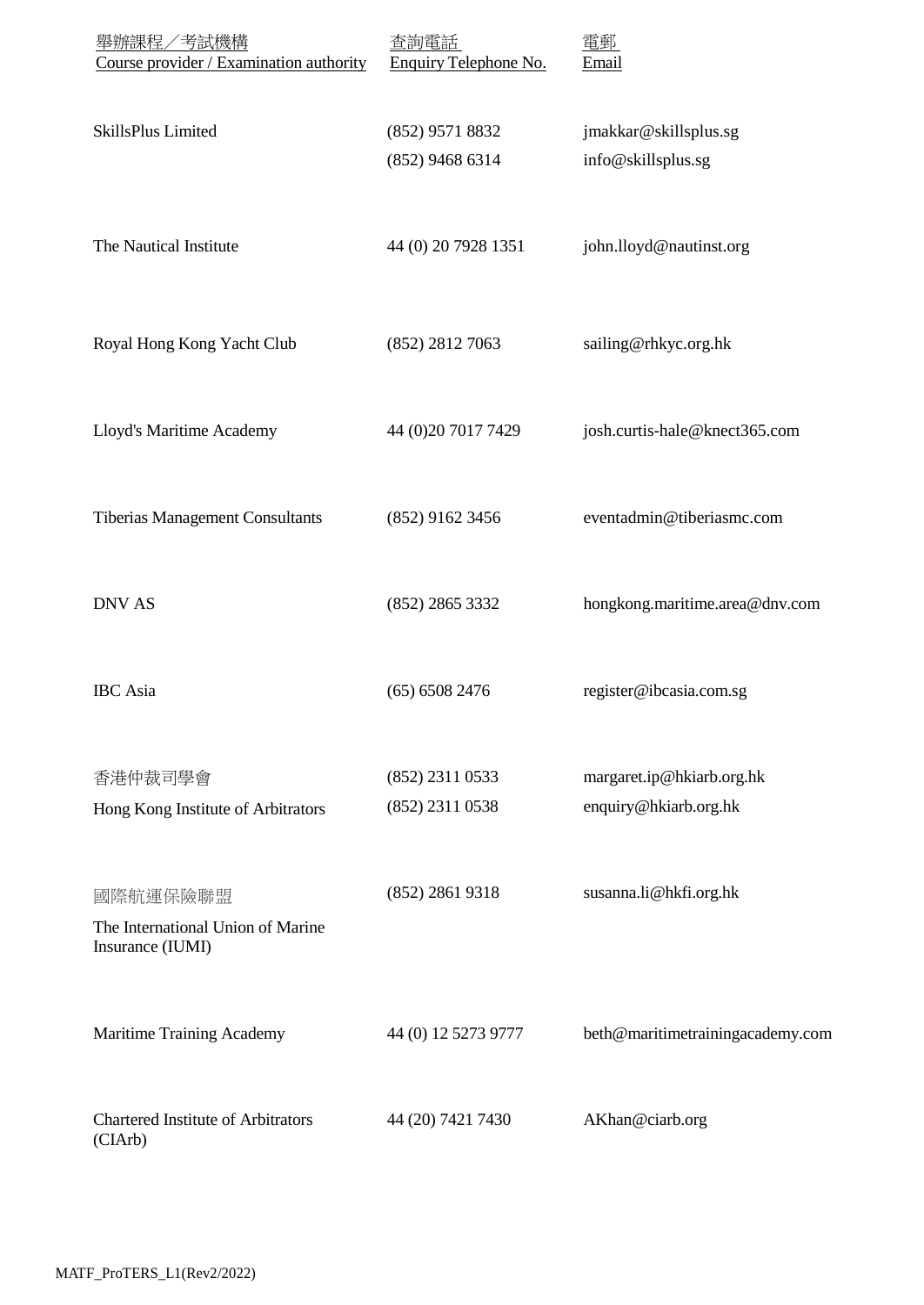| 舉辦課程／考試機構<br>Course provider / Examination authority | 查詢電話<br>Enquiry Telephone No. | 電郵<br>Email |
|---|---|---|
| SkillsPlus Limited | (852) 9571 8832<br>(852) 9468 6314 | jmakkar@skillsplus.sg<br>info@skillsplus.sg |
| The Nautical Institute | 44 (0) 20 7928 1351 | john.lloyd@nautinst.org |
| Royal Hong Kong Yacht Club | (852) 2812 7063 | sailing@rhkyc.org.hk |
| Lloyd's Maritime Academy | 44 (0)20 7017 7429 | josh.curtis-hale@knect365.com |
| Tiberias Management Consultants | (852) 9162 3456 | eventadmin@tiberiasmc.com |
| DNV AS | (852) 2865 3332 | hongkong.maritime.area@dnv.com |
| IBC Asia | (65) 6508 2476 | register@ibcasia.com.sg |
| 香港仲裁司學會<br>Hong Kong Institute of Arbitrators | (852) 2311 0533<br>(852) 2311 0538 | margaret.ip@hkiarb.org.hk<br>enquiry@hkiarb.org.hk |
| 國際航運保險聯盟<br>The International Union of Marine Insurance (IUMI) | (852) 2861 9318 | susanna.li@hkfi.org.hk |
| Maritime Training Academy | 44 (0) 12 5273 9777 | beth@maritimetrainingacademy.com |
| Chartered Institute of Arbitrators (CIArb) | 44 (20) 7421 7430 | AKhan@ciarb.org |

MATF_ProTERS_L1(Rev2/2022)